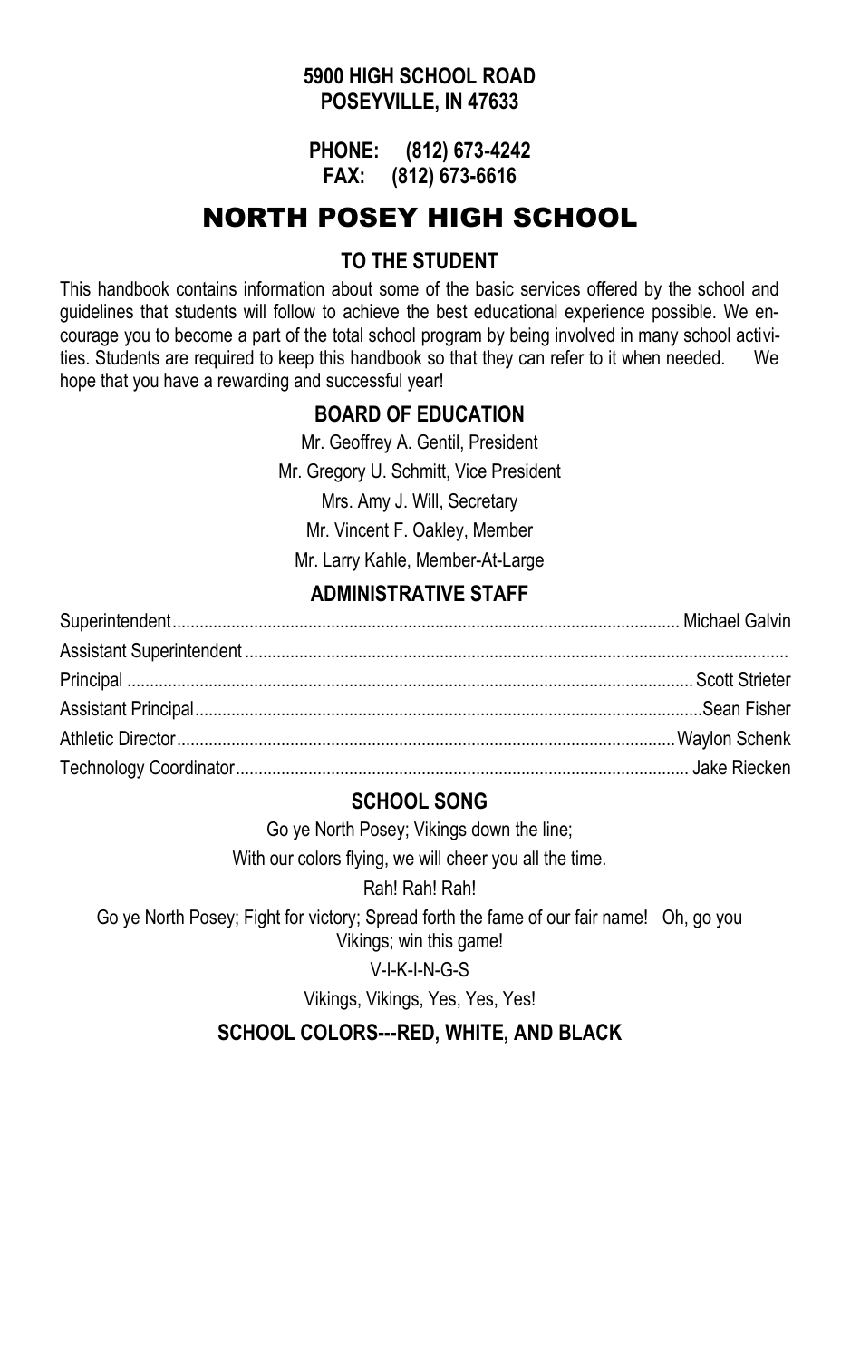**5900 HIGH SCHOOL ROAD**
**POSEYVILLE, IN 47633**

**PHONE: (812) 673-4242**
**FAX: (812) 673-6616**

# NORTH POSEY HIGH SCHOOL

## TO THE STUDENT

This handbook contains information about some of the basic services offered by the school and guidelines that students will follow to achieve the best educational experience possible. We encourage you to become a part of the total school program by being involved in many school activities. Students are required to keep this handbook so that they can refer to it when needed. We hope that you have a rewarding and successful year!

## BOARD OF EDUCATION

Mr. Geoffrey A. Gentil, President

Mr. Gregory U. Schmitt, Vice President

Mrs. Amy J. Will, Secretary

Mr. Vincent F. Oakley, Member

Mr. Larry Kahle, Member-At-Large

## ADMINISTRATIVE STAFF

| Position | Name |
|---|---|
| Superintendent | Michael Galvin |
| Assistant Superintendent | |
| Principal | Scott Strieter |
| Assistant Principal | Sean Fisher |
| Athletic Director | Waylon Schenk |
| Technology Coordinator | Jake Riecken |

## SCHOOL SONG

Go ye North Posey; Vikings down the line;

With our colors flying, we will cheer you all the time.

Rah! Rah! Rah!

Go ye North Posey; Fight for victory; Spread forth the fame of our fair name! Oh, go you Vikings; win this game!

V-I-K-I-N-G-S

Vikings, Vikings, Yes, Yes, Yes!

## SCHOOL COLORS---RED, WHITE, AND BLACK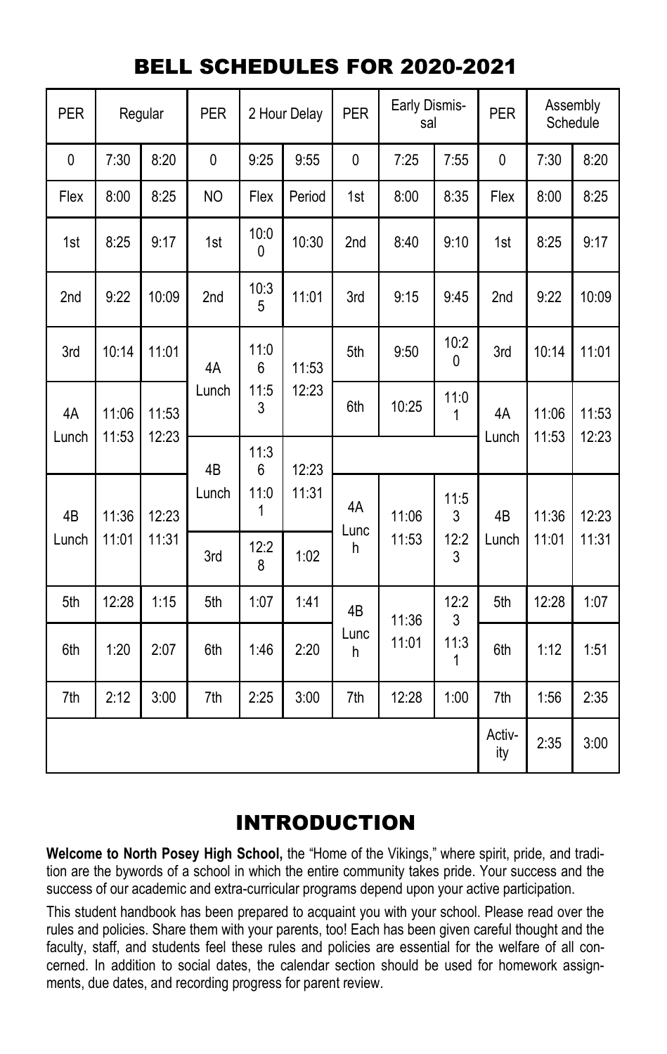# BELL SCHEDULES FOR 2020-2021

| PER | Regular | | PER | 2 Hour Delay | | PER | Early Dismissal | | PER | Assembly Schedule | |
|---|---|---|---|---|---|---|---|---|---|---|---|
| 0 | 7:30 | 8:20 | 0 | 9:25 | 9:55 | 0 | 7:25 | 7:55 | 0 | 7:30 | 8:20 |
| Flex | 8:00 | 8:25 | NO | Flex | Period | 1st | 8:00 | 8:35 | Flex | 8:00 | 8:25 |
| 1st | 8:25 | 9:17 | 1st | 10:00 | 10:30 | 2nd | 8:40 | 9:10 | 1st | 8:25 | 9:17 |
| 2nd | 9:22 | 10:09 | 2nd | 10:35 | 11:01 | 3rd | 9:15 | 9:45 | 2nd | 9:22 | 10:09 |
| 3rd | 10:14 | 11:01 | 4A Lunch | 11:06 11:53 | 11:53 12:23 | 5th | 9:50 | 10:20 | 3rd | 10:14 | 11:01 |
| 4A Lunch | 11:06 11:53 | 11:53 12:23 | | | | 6th | 10:25 | 11:01 | 4A Lunch | 11:06 11:53 | 11:53 12:23 |
| | | | 4B Lunch | 11:36 11:01 | 12:23 11:31 | | | | | | |
| 4B Lunch | 11:36 11:01 | 12:23 11:31 | | | | 4A Lunch | 11:06 11:53 | 11:53 12:23 | 4B Lunch | 11:36 11:01 | 12:23 11:31 |
| | | | 3rd | 12:28 | 1:02 | | | | | | |
| 5th | 12:28 | 1:15 | 5th | 1:07 | 1:41 | 4B Lunch | 11:36 11:01 | 12:23 11:31 | 5th | 12:28 | 1:07 |
| 6th | 1:20 | 2:07 | 6th | 1:46 | 2:20 | | | | 6th | 1:12 | 1:51 |
| 7th | 2:12 | 3:00 | 7th | 2:25 | 3:00 | 7th | 12:28 | 1:00 | 7th | 1:56 | 2:35 |
| | | | | | | | | | Activity | 2:35 | 3:00 |

# INTRODUCTION

**Welcome to North Posey High School,** the "Home of the Vikings," where spirit, pride, and tradition are the bywords of a school in which the entire community takes pride. Your success and the success of our academic and extra-curricular programs depend upon your active participation.

This student handbook has been prepared to acquaint you with your school. Please read over the rules and policies. Share them with your parents, too! Each has been given careful thought and the faculty, staff, and students feel these rules and policies are essential for the welfare of all concerned. In addition to social dates, the calendar section should be used for homework assignments, due dates, and recording progress for parent review.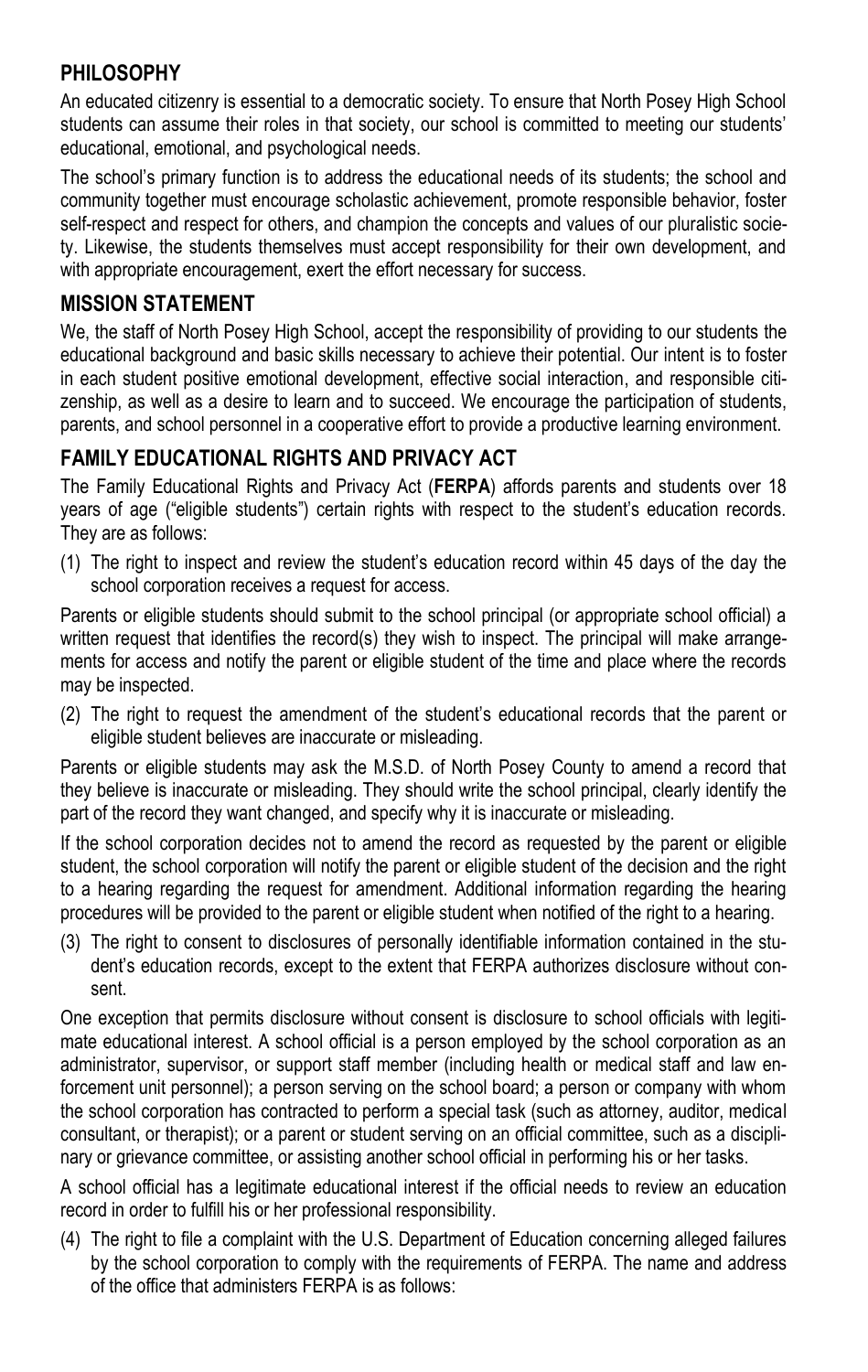## PHILOSOPHY

An educated citizenry is essential to a democratic society. To ensure that North Posey High School students can assume their roles in that society, our school is committed to meeting our students' educational, emotional, and psychological needs.

The school's primary function is to address the educational needs of its students; the school and community together must encourage scholastic achievement, promote responsible behavior, foster self-respect and respect for others, and champion the concepts and values of our pluralistic society. Likewise, the students themselves must accept responsibility for their own development, and with appropriate encouragement, exert the effort necessary for success.

## MISSION STATEMENT

We, the staff of North Posey High School, accept the responsibility of providing to our students the educational background and basic skills necessary to achieve their potential. Our intent is to foster in each student positive emotional development, effective social interaction, and responsible citizenship, as well as a desire to learn and to succeed. We encourage the participation of students, parents, and school personnel in a cooperative effort to provide a productive learning environment.

## FAMILY EDUCATIONAL RIGHTS AND PRIVACY ACT

The Family Educational Rights and Privacy Act (**FERPA**) affords parents and students over 18 years of age ("eligible students") certain rights with respect to the student's education records. They are as follows:

(1) The right to inspect and review the student's education record within 45 days of the day the school corporation receives a request for access.

Parents or eligible students should submit to the school principal (or appropriate school official) a written request that identifies the record(s) they wish to inspect. The principal will make arrangements for access and notify the parent or eligible student of the time and place where the records may be inspected.

(2) The right to request the amendment of the student's educational records that the parent or eligible student believes are inaccurate or misleading.

Parents or eligible students may ask the M.S.D. of North Posey County to amend a record that they believe is inaccurate or misleading. They should write the school principal, clearly identify the part of the record they want changed, and specify why it is inaccurate or misleading.

If the school corporation decides not to amend the record as requested by the parent or eligible student, the school corporation will notify the parent or eligible student of the decision and the right to a hearing regarding the request for amendment. Additional information regarding the hearing procedures will be provided to the parent or eligible student when notified of the right to a hearing.

(3) The right to consent to disclosures of personally identifiable information contained in the student's education records, except to the extent that FERPA authorizes disclosure without consent.

One exception that permits disclosure without consent is disclosure to school officials with legitimate educational interest. A school official is a person employed by the school corporation as an administrator, supervisor, or support staff member (including health or medical staff and law enforcement unit personnel); a person serving on the school board; a person or company with whom the school corporation has contracted to perform a special task (such as attorney, auditor, medical consultant, or therapist); or a parent or student serving on an official committee, such as a disciplinary or grievance committee, or assisting another school official in performing his or her tasks.

A school official has a legitimate educational interest if the official needs to review an education record in order to fulfill his or her professional responsibility.

(4) The right to file a complaint with the U.S. Department of Education concerning alleged failures by the school corporation to comply with the requirements of FERPA. The name and address of the office that administers FERPA is as follows: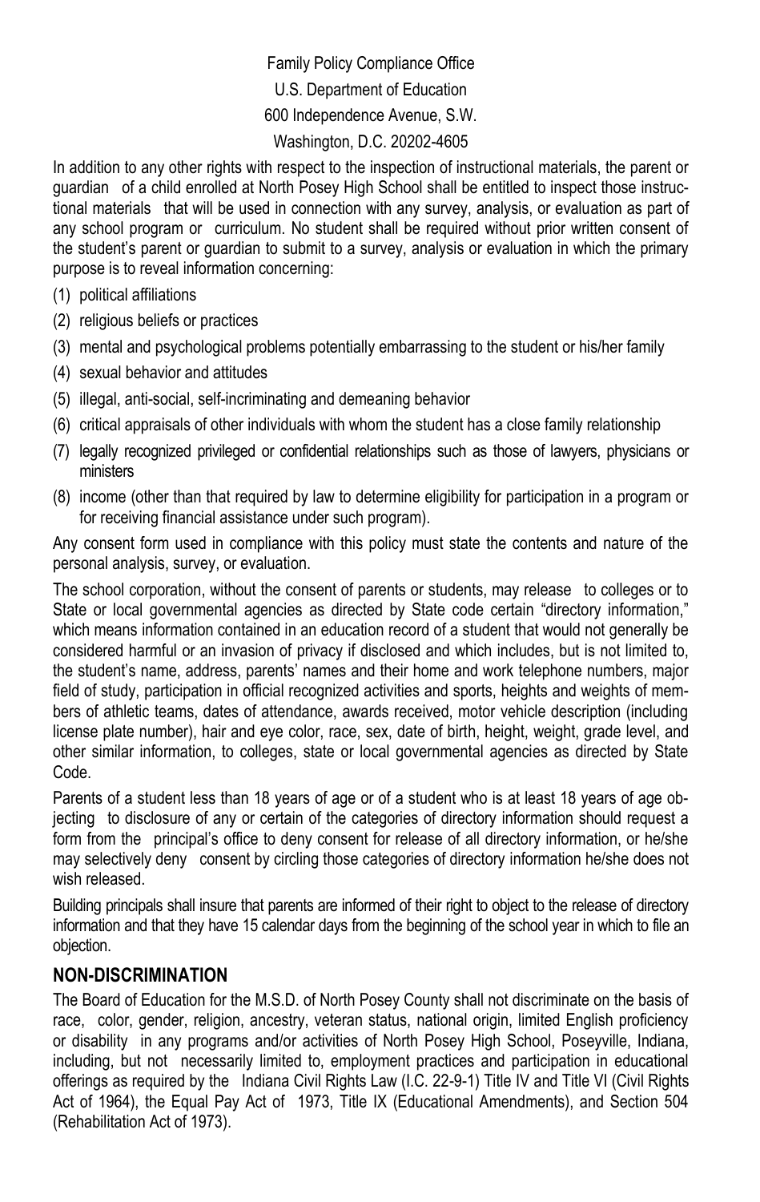Family Policy Compliance Office

U.S. Department of Education

600 Independence Avenue, S.W.

Washington, D.C. 20202-4605

In addition to any other rights with respect to the inspection of instructional materials, the parent or guardian of a child enrolled at North Posey High School shall be entitled to inspect those instructional materials that will be used in connection with any survey, analysis, or evaluation as part of any school program or curriculum. No student shall be required without prior written consent of the student's parent or guardian to submit to a survey, analysis or evaluation in which the primary purpose is to reveal information concerning:

(1) political affiliations
(2) religious beliefs or practices
(3) mental and psychological problems potentially embarrassing to the student or his/her family
(4) sexual behavior and attitudes
(5) illegal, anti-social, self-incriminating and demeaning behavior
(6) critical appraisals of other individuals with whom the student has a close family relationship
(7) legally recognized privileged or confidential relationships such as those of lawyers, physicians or ministers
(8) income (other than that required by law to determine eligibility for participation in a program or for receiving financial assistance under such program).

Any consent form used in compliance with this policy must state the contents and nature of the personal analysis, survey, or evaluation.

The school corporation, without the consent of parents or students, may release to colleges or to State or local governmental agencies as directed by State code certain "directory information," which means information contained in an education record of a student that would not generally be considered harmful or an invasion of privacy if disclosed and which includes, but is not limited to, the student's name, address, parents' names and their home and work telephone numbers, major field of study, participation in official recognized activities and sports, heights and weights of members of athletic teams, dates of attendance, awards received, motor vehicle description (including license plate number), hair and eye color, race, sex, date of birth, height, weight, grade level, and other similar information, to colleges, state or local governmental agencies as directed by State Code.

Parents of a student less than 18 years of age or of a student who is at least 18 years of age objecting to disclosure of any or certain of the categories of directory information should request a form from the principal's office to deny consent for release of all directory information, or he/she may selectively deny consent by circling those categories of directory information he/she does not wish released.

Building principals shall insure that parents are informed of their right to object to the release of directory information and that they have 15 calendar days from the beginning of the school year in which to file an objection.

## NON-DISCRIMINATION

The Board of Education for the M.S.D. of North Posey County shall not discriminate on the basis of race, color, gender, religion, ancestry, veteran status, national origin, limited English proficiency or disability in any programs and/or activities of North Posey High School, Poseyville, Indiana, including, but not necessarily limited to, employment practices and participation in educational offerings as required by the Indiana Civil Rights Law (I.C. 22-9-1) Title IV and Title VI (Civil Rights Act of 1964), the Equal Pay Act of 1973, Title IX (Educational Amendments), and Section 504 (Rehabilitation Act of 1973).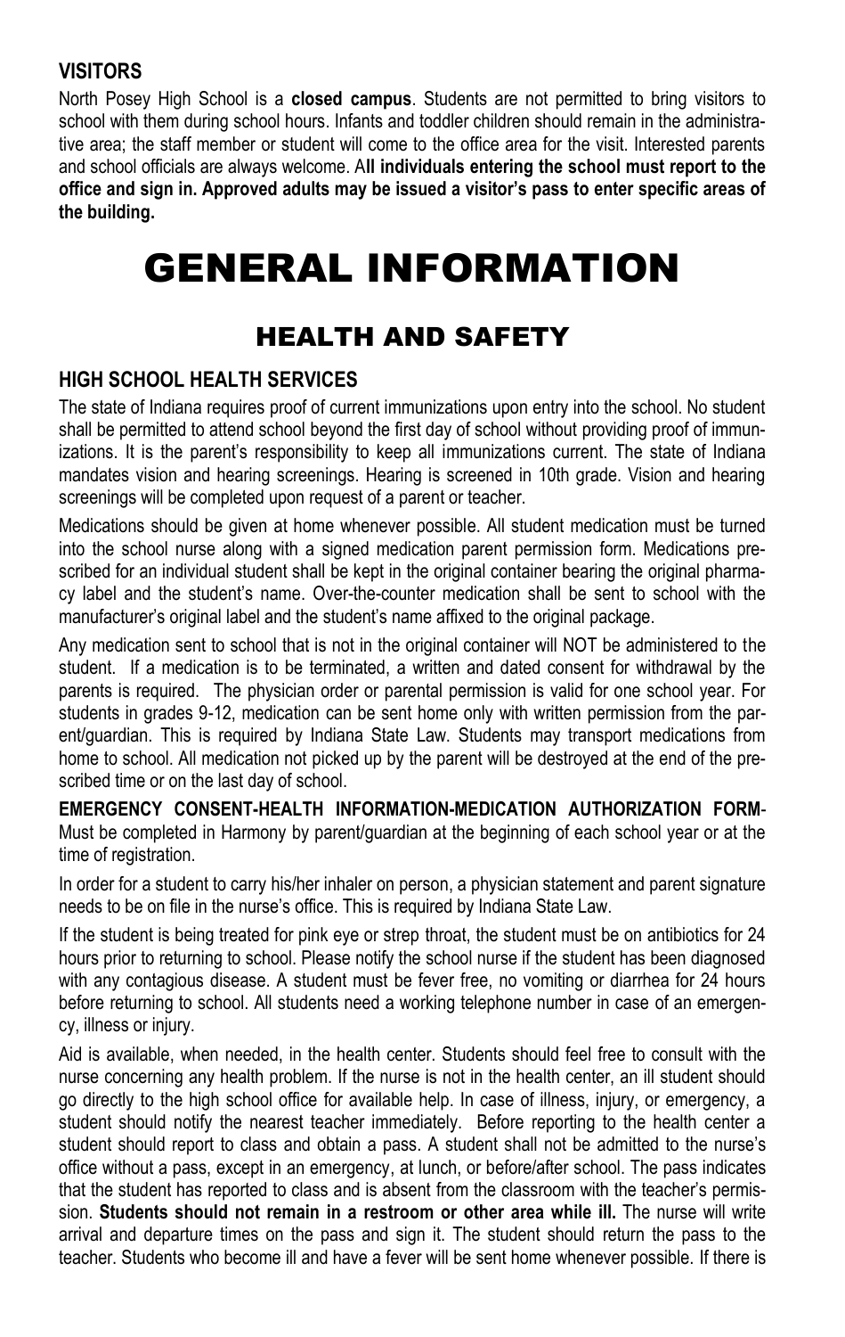### VISITORS

North Posey High School is a **closed campus**. Students are not permitted to bring visitors to school with them during school hours. Infants and toddler children should remain in the administrative area; the staff member or student will come to the office area for the visit. Interested parents and school officials are always welcome. A**ll individuals entering the school must report to the office and sign in. Approved adults may be issued a visitor's pass to enter specific areas of the building.**

# GENERAL INFORMATION

## HEALTH AND SAFETY

### HIGH SCHOOL HEALTH SERVICES

The state of Indiana requires proof of current immunizations upon entry into the school. No student shall be permitted to attend school beyond the first day of school without providing proof of immunizations. It is the parent's responsibility to keep all immunizations current. The state of Indiana mandates vision and hearing screenings. Hearing is screened in 10th grade. Vision and hearing screenings will be completed upon request of a parent or teacher.

Medications should be given at home whenever possible. All student medication must be turned into the school nurse along with a signed medication parent permission form. Medications prescribed for an individual student shall be kept in the original container bearing the original pharmacy label and the student's name. Over-the-counter medication shall be sent to school with the manufacturer's original label and the student's name affixed to the original package.

Any medication sent to school that is not in the original container will NOT be administered to the student. If a medication is to be terminated, a written and dated consent for withdrawal by the parents is required. The physician order or parental permission is valid for one school year. For students in grades 9-12, medication can be sent home only with written permission from the parent/guardian. This is required by Indiana State Law. Students may transport medications from home to school. All medication not picked up by the parent will be destroyed at the end of the prescribed time or on the last day of school.

**EMERGENCY CONSENT-HEALTH INFORMATION-MEDICATION AUTHORIZATION FORM**- Must be completed in Harmony by parent/guardian at the beginning of each school year or at the time of registration.

In order for a student to carry his/her inhaler on person, a physician statement and parent signature needs to be on file in the nurse's office. This is required by Indiana State Law.

If the student is being treated for pink eye or strep throat, the student must be on antibiotics for 24 hours prior to returning to school. Please notify the school nurse if the student has been diagnosed with any contagious disease. A student must be fever free, no vomiting or diarrhea for 24 hours before returning to school. All students need a working telephone number in case of an emergency, illness or injury.

Aid is available, when needed, in the health center. Students should feel free to consult with the nurse concerning any health problem. If the nurse is not in the health center, an ill student should go directly to the high school office for available help. In case of illness, injury, or emergency, a student should notify the nearest teacher immediately. Before reporting to the health center a student should report to class and obtain a pass. A student shall not be admitted to the nurse's office without a pass, except in an emergency, at lunch, or before/after school. The pass indicates that the student has reported to class and is absent from the classroom with the teacher's permission. **Students should not remain in a restroom or other area while ill.** The nurse will write arrival and departure times on the pass and sign it. The student should return the pass to the teacher. Students who become ill and have a fever will be sent home whenever possible. If there is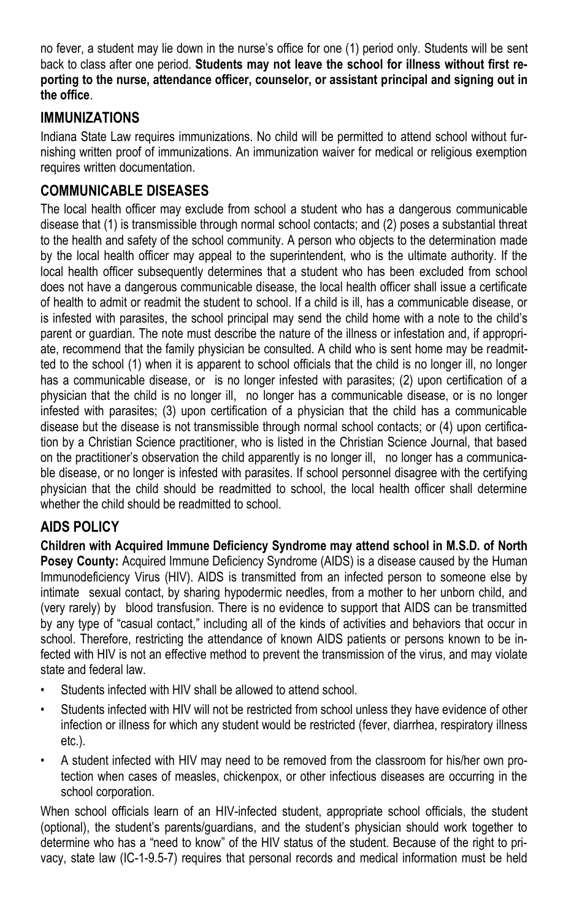no fever, a student may lie down in the nurse's office for one (1) period only. Students will be sent back to class after one period. **Students may not leave the school for illness without first reporting to the nurse, attendance officer, counselor, or assistant principal and signing out in the office**.

## IMMUNIZATIONS

Indiana State Law requires immunizations. No child will be permitted to attend school without furnishing written proof of immunizations. An immunization waiver for medical or religious exemption requires written documentation.

## COMMUNICABLE DISEASES

The local health officer may exclude from school a student who has a dangerous communicable disease that (1) is transmissible through normal school contacts; and (2) poses a substantial threat to the health and safety of the school community. A person who objects to the determination made by the local health officer may appeal to the superintendent, who is the ultimate authority. If the local health officer subsequently determines that a student who has been excluded from school does not have a dangerous communicable disease, the local health officer shall issue a certificate of health to admit or readmit the student to school. If a child is ill, has a communicable disease, or is infested with parasites, the school principal may send the child home with a note to the child's parent or guardian. The note must describe the nature of the illness or infestation and, if appropriate, recommend that the family physician be consulted. A child who is sent home may be readmitted to the school (1) when it is apparent to school officials that the child is no longer ill, no longer has a communicable disease, or is no longer infested with parasites; (2) upon certification of a physician that the child is no longer ill, no longer has a communicable disease, or is no longer infested with parasites; (3) upon certification of a physician that the child has a communicable disease but the disease is not transmissible through normal school contacts; or (4) upon certification by a Christian Science practitioner, who is listed in the Christian Science Journal, that based on the practitioner's observation the child apparently is no longer ill, no longer has a communicable disease, or no longer is infested with parasites. If school personnel disagree with the certifying physician that the child should be readmitted to school, the local health officer shall determine whether the child should be readmitted to school.

## AIDS POLICY

**Children with Acquired Immune Deficiency Syndrome may attend school in M.S.D. of North Posey County:** Acquired Immune Deficiency Syndrome (AIDS) is a disease caused by the Human Immunodeficiency Virus (HIV). AIDS is transmitted from an infected person to someone else by intimate sexual contact, by sharing hypodermic needles, from a mother to her unborn child, and (very rarely) by blood transfusion. There is no evidence to support that AIDS can be transmitted by any type of "casual contact," including all of the kinds of activities and behaviors that occur in school. Therefore, restricting the attendance of known AIDS patients or persons known to be infected with HIV is not an effective method to prevent the transmission of the virus, and may violate state and federal law.

- Students infected with HIV shall be allowed to attend school.
- Students infected with HIV will not be restricted from school unless they have evidence of other infection or illness for which any student would be restricted (fever, diarrhea, respiratory illness etc.).
- A student infected with HIV may need to be removed from the classroom for his/her own protection when cases of measles, chickenpox, or other infectious diseases are occurring in the school corporation.

When school officials learn of an HIV-infected student, appropriate school officials, the student (optional), the student's parents/guardians, and the student's physician should work together to determine who has a "need to know" of the HIV status of the student. Because of the right to privacy, state law (IC-1-9.5-7) requires that personal records and medical information must be held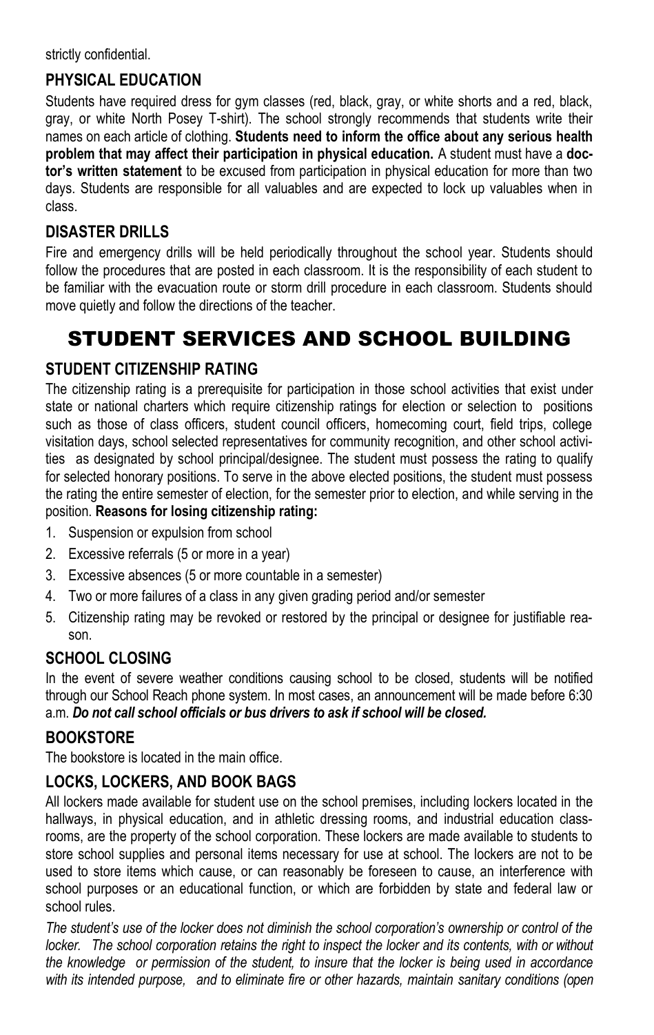strictly confidential.

### PHYSICAL EDUCATION

Students have required dress for gym classes (red, black, gray, or white shorts and a red, black, gray, or white North Posey T-shirt). The school strongly recommends that students write their names on each article of clothing. **Students need to inform the office about any serious health problem that may affect their participation in physical education.** A student must have a **doctor's written statement** to be excused from participation in physical education for more than two days. Students are responsible for all valuables and are expected to lock up valuables when in class.

### DISASTER DRILLS

Fire and emergency drills will be held periodically throughout the school year. Students should follow the procedures that are posted in each classroom. It is the responsibility of each student to be familiar with the evacuation route or storm drill procedure in each classroom. Students should move quietly and follow the directions of the teacher.

## STUDENT SERVICES AND SCHOOL BUILDING

### STUDENT CITIZENSHIP RATING

The citizenship rating is a prerequisite for participation in those school activities that exist under state or national charters which require citizenship ratings for election or selection to positions such as those of class officers, student council officers, homecoming court, field trips, college visitation days, school selected representatives for community recognition, and other school activities as designated by school principal/designee. The student must possess the rating to qualify for selected honorary positions. To serve in the above elected positions, the student must possess the rating the entire semester of election, for the semester prior to election, and while serving in the position. **Reasons for losing citizenship rating:**

1. Suspension or expulsion from school
2. Excessive referrals (5 or more in a year)
3. Excessive absences (5 or more countable in a semester)
4. Two or more failures of a class in any given grading period and/or semester
5. Citizenship rating may be revoked or restored by the principal or designee for justifiable reason.

### SCHOOL CLOSING

In the event of severe weather conditions causing school to be closed, students will be notified through our School Reach phone system. In most cases, an announcement will be made before 6:30 a.m. ***Do not call school officials or bus drivers to ask if school will be closed.***

### BOOKSTORE

The bookstore is located in the main office.

### LOCKS, LOCKERS, AND BOOK BAGS

All lockers made available for student use on the school premises, including lockers located in the hallways, in physical education, and in athletic dressing rooms, and industrial education classrooms, are the property of the school corporation. These lockers are made available to students to store school supplies and personal items necessary for use at school. The lockers are not to be used to store items which cause, or can reasonably be foreseen to cause, an interference with school purposes or an educational function, or which are forbidden by state and federal law or school rules.

*The student's use of the locker does not diminish the school corporation's ownership or control of the locker. The school corporation retains the right to inspect the locker and its contents, with or without the knowledge or permission of the student, to insure that the locker is being used in accordance with its intended purpose, and to eliminate fire or other hazards, maintain sanitary conditions (open*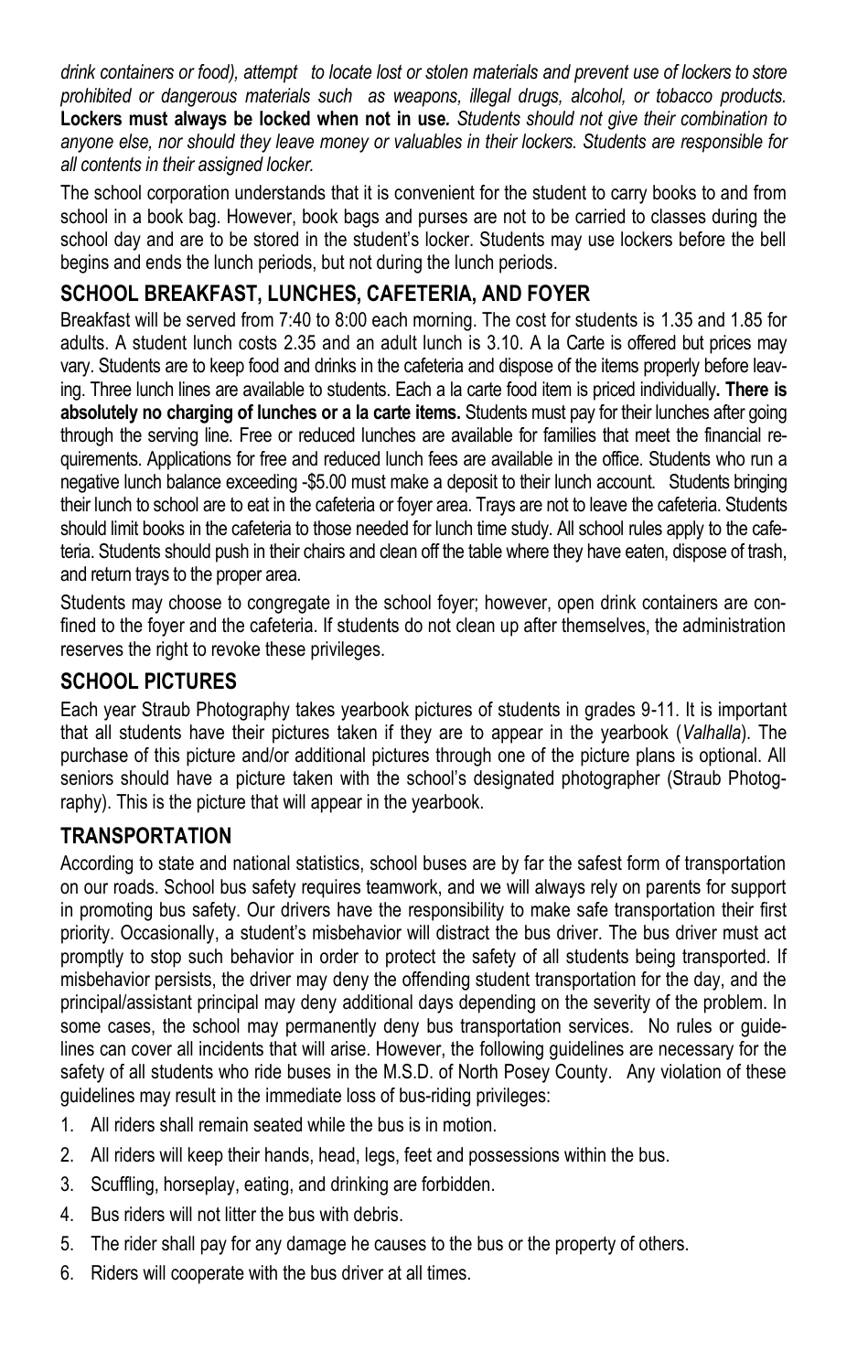*drink containers or food), attempt to locate lost or stolen materials and prevent use of lockers to store prohibited or dangerous materials such as weapons, illegal drugs, alcohol, or tobacco products.* **Lockers must always be locked when not in use.** *Students should not give their combination to anyone else, nor should they leave money or valuables in their lockers. Students are responsible for all contents in their assigned locker.*

The school corporation understands that it is convenient for the student to carry books to and from school in a book bag. However, book bags and purses are not to be carried to classes during the school day and are to be stored in the student's locker. Students may use lockers before the bell begins and ends the lunch periods, but not during the lunch periods.

## SCHOOL BREAKFAST, LUNCHES, CAFETERIA, AND FOYER

Breakfast will be served from 7:40 to 8:00 each morning. The cost for students is 1.35 and 1.85 for adults. A student lunch costs 2.35 and an adult lunch is 3.10. A la Carte is offered but prices may vary. Students are to keep food and drinks in the cafeteria and dispose of the items properly before leaving. Three lunch lines are available to students. Each a la carte food item is priced individually**. There is absolutely no charging of lunches or a la carte items.** Students must pay for their lunches after going through the serving line. Free or reduced lunches are available for families that meet the financial requirements. Applications for free and reduced lunch fees are available in the office. Students who run a negative lunch balance exceeding -$5.00 must make a deposit to their lunch account. Students bringing their lunch to school are to eat in the cafeteria or foyer area. Trays are not to leave the cafeteria. Students should limit books in the cafeteria to those needed for lunch time study. All school rules apply to the cafeteria. Students should push in their chairs and clean off the table where they have eaten, dispose of trash, and return trays to the proper area.

Students may choose to congregate in the school foyer; however, open drink containers are confined to the foyer and the cafeteria. If students do not clean up after themselves, the administration reserves the right to revoke these privileges.

## SCHOOL PICTURES

Each year Straub Photography takes yearbook pictures of students in grades 9-11. It is important that all students have their pictures taken if they are to appear in the yearbook (*Valhalla*). The purchase of this picture and/or additional pictures through one of the picture plans is optional. All seniors should have a picture taken with the school's designated photographer (Straub Photography). This is the picture that will appear in the yearbook.

## TRANSPORTATION

According to state and national statistics, school buses are by far the safest form of transportation on our roads. School bus safety requires teamwork, and we will always rely on parents for support in promoting bus safety. Our drivers have the responsibility to make safe transportation their first priority. Occasionally, a student's misbehavior will distract the bus driver. The bus driver must act promptly to stop such behavior in order to protect the safety of all students being transported. If misbehavior persists, the driver may deny the offending student transportation for the day, and the principal/assistant principal may deny additional days depending on the severity of the problem. In some cases, the school may permanently deny bus transportation services. No rules or guidelines can cover all incidents that will arise. However, the following guidelines are necessary for the safety of all students who ride buses in the M.S.D. of North Posey County. Any violation of these guidelines may result in the immediate loss of bus-riding privileges:

1. All riders shall remain seated while the bus is in motion.
2. All riders will keep their hands, head, legs, feet and possessions within the bus.
3. Scuffling, horseplay, eating, and drinking are forbidden.
4. Bus riders will not litter the bus with debris.
5. The rider shall pay for any damage he causes to the bus or the property of others.
6. Riders will cooperate with the bus driver at all times.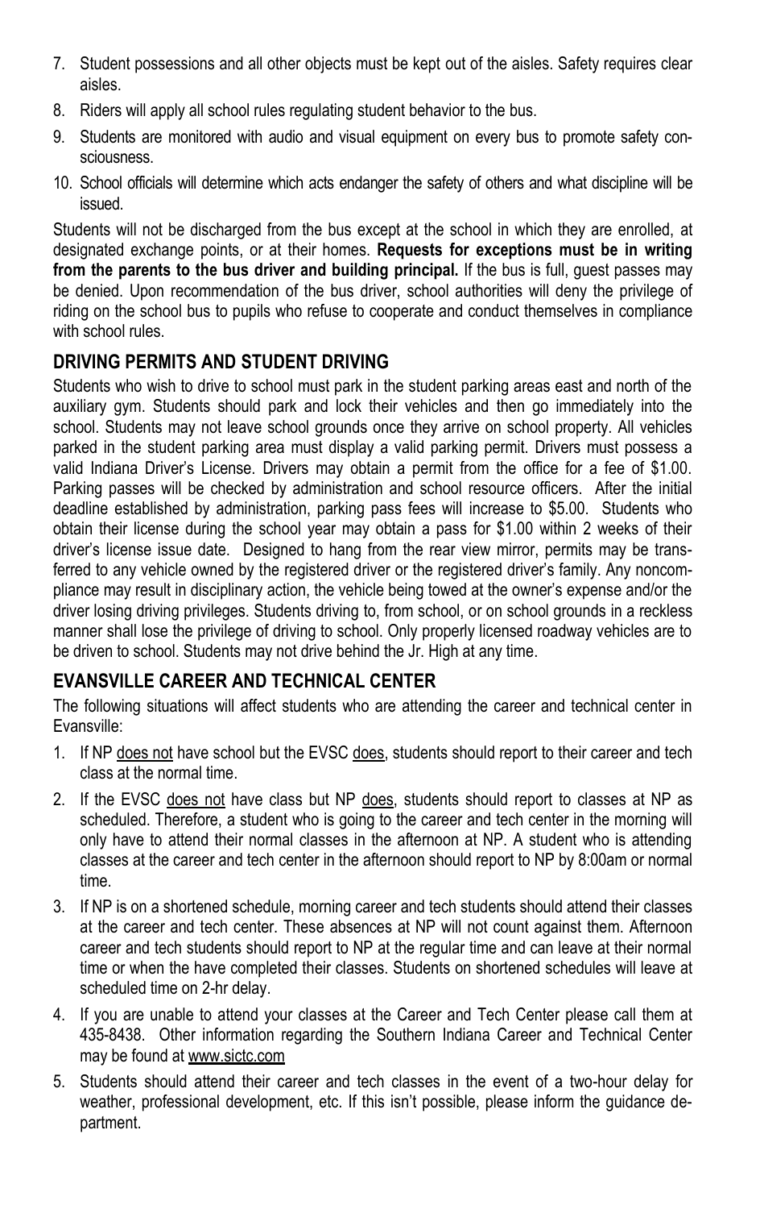7. Student possessions and all other objects must be kept out of the aisles. Safety requires clear aisles.
8. Riders will apply all school rules regulating student behavior to the bus.
9. Students are monitored with audio and visual equipment on every bus to promote safety consciousness.
10. School officials will determine which acts endanger the safety of others and what discipline will be issued.

Students will not be discharged from the bus except at the school in which they are enrolled, at designated exchange points, or at their homes. **Requests for exceptions must be in writing from the parents to the bus driver and building principal.** If the bus is full, guest passes may be denied. Upon recommendation of the bus driver, school authorities will deny the privilege of riding on the school bus to pupils who refuse to cooperate and conduct themselves in compliance with school rules.

## DRIVING PERMITS AND STUDENT DRIVING

Students who wish to drive to school must park in the student parking areas east and north of the auxiliary gym. Students should park and lock their vehicles and then go immediately into the school. Students may not leave school grounds once they arrive on school property. All vehicles parked in the student parking area must display a valid parking permit. Drivers must possess a valid Indiana Driver's License. Drivers may obtain a permit from the office for a fee of $1.00. Parking passes will be checked by administration and school resource officers. After the initial deadline established by administration, parking pass fees will increase to $5.00. Students who obtain their license during the school year may obtain a pass for $1.00 within 2 weeks of their driver's license issue date. Designed to hang from the rear view mirror, permits may be transferred to any vehicle owned by the registered driver or the registered driver's family. Any noncompliance may result in disciplinary action, the vehicle being towed at the owner's expense and/or the driver losing driving privileges. Students driving to, from school, or on school grounds in a reckless manner shall lose the privilege of driving to school. Only properly licensed roadway vehicles are to be driven to school. Students may not drive behind the Jr. High at any time.

## EVANSVILLE CAREER AND TECHNICAL CENTER

The following situations will affect students who are attending the career and technical center in Evansville:

1. If NP does not have school but the EVSC does, students should report to their career and tech class at the normal time.
2. If the EVSC does not have class but NP does, students should report to classes at NP as scheduled. Therefore, a student who is going to the career and tech center in the morning will only have to attend their normal classes in the afternoon at NP. A student who is attending classes at the career and tech center in the afternoon should report to NP by 8:00am or normal time.
3. If NP is on a shortened schedule, morning career and tech students should attend their classes at the career and tech center. These absences at NP will not count against them. Afternoon career and tech students should report to NP at the regular time and can leave at their normal time or when the have completed their classes. Students on shortened schedules will leave at scheduled time on 2-hr delay.
4. If you are unable to attend your classes at the Career and Tech Center please call them at 435-8438. Other information regarding the Southern Indiana Career and Technical Center may be found at www.sictc.com
5. Students should attend their career and tech classes in the event of a two-hour delay for weather, professional development, etc. If this isn't possible, please inform the guidance department.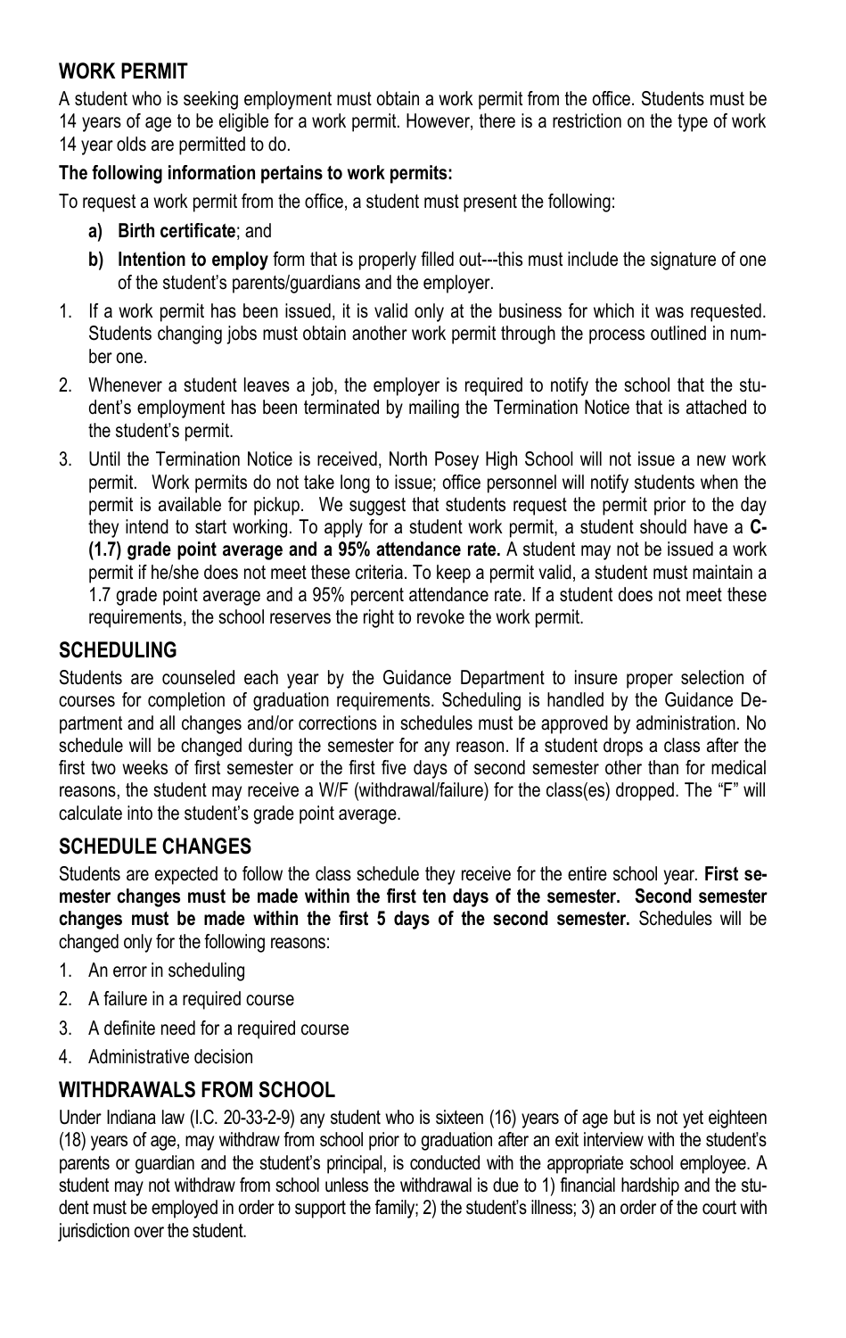## WORK PERMIT

A student who is seeking employment must obtain a work permit from the office. Students must be 14 years of age to be eligible for a work permit. However, there is a restriction on the type of work 14 year olds are permitted to do.

**The following information pertains to work permits:**

To request a work permit from the office, a student must present the following:

- **a) Birth certificate**; and
- **b) Intention to employ** form that is properly filled out---this must include the signature of one of the student's parents/guardians and the employer.

1. If a work permit has been issued, it is valid only at the business for which it was requested. Students changing jobs must obtain another work permit through the process outlined in number one.
2. Whenever a student leaves a job, the employer is required to notify the school that the student's employment has been terminated by mailing the Termination Notice that is attached to the student's permit.
3. Until the Termination Notice is received, North Posey High School will not issue a new work permit. Work permits do not take long to issue; office personnel will notify students when the permit is available for pickup. We suggest that students request the permit prior to the day they intend to start working. To apply for a student work permit, a student should have a **C- (1.7) grade point average and a 95% attendance rate.** A student may not be issued a work permit if he/she does not meet these criteria. To keep a permit valid, a student must maintain a 1.7 grade point average and a 95% percent attendance rate. If a student does not meet these requirements, the school reserves the right to revoke the work permit.

## SCHEDULING

Students are counseled each year by the Guidance Department to insure proper selection of courses for completion of graduation requirements. Scheduling is handled by the Guidance Department and all changes and/or corrections in schedules must be approved by administration. No schedule will be changed during the semester for any reason. If a student drops a class after the first two weeks of first semester or the first five days of second semester other than for medical reasons, the student may receive a W/F (withdrawal/failure) for the class(es) dropped. The "F" will calculate into the student's grade point average.

## SCHEDULE CHANGES

Students are expected to follow the class schedule they receive for the entire school year. **First semester changes must be made within the first ten days of the semester. Second semester changes must be made within the first 5 days of the second semester.** Schedules will be changed only for the following reasons:

1. An error in scheduling
2. A failure in a required course
3. A definite need for a required course
4. Administrative decision

## WITHDRAWALS FROM SCHOOL

Under Indiana law (I.C. 20-33-2-9) any student who is sixteen (16) years of age but is not yet eighteen (18) years of age, may withdraw from school prior to graduation after an exit interview with the student's parents or guardian and the student's principal, is conducted with the appropriate school employee. A student may not withdraw from school unless the withdrawal is due to 1) financial hardship and the student must be employed in order to support the family; 2) the student's illness; 3) an order of the court with jurisdiction over the student.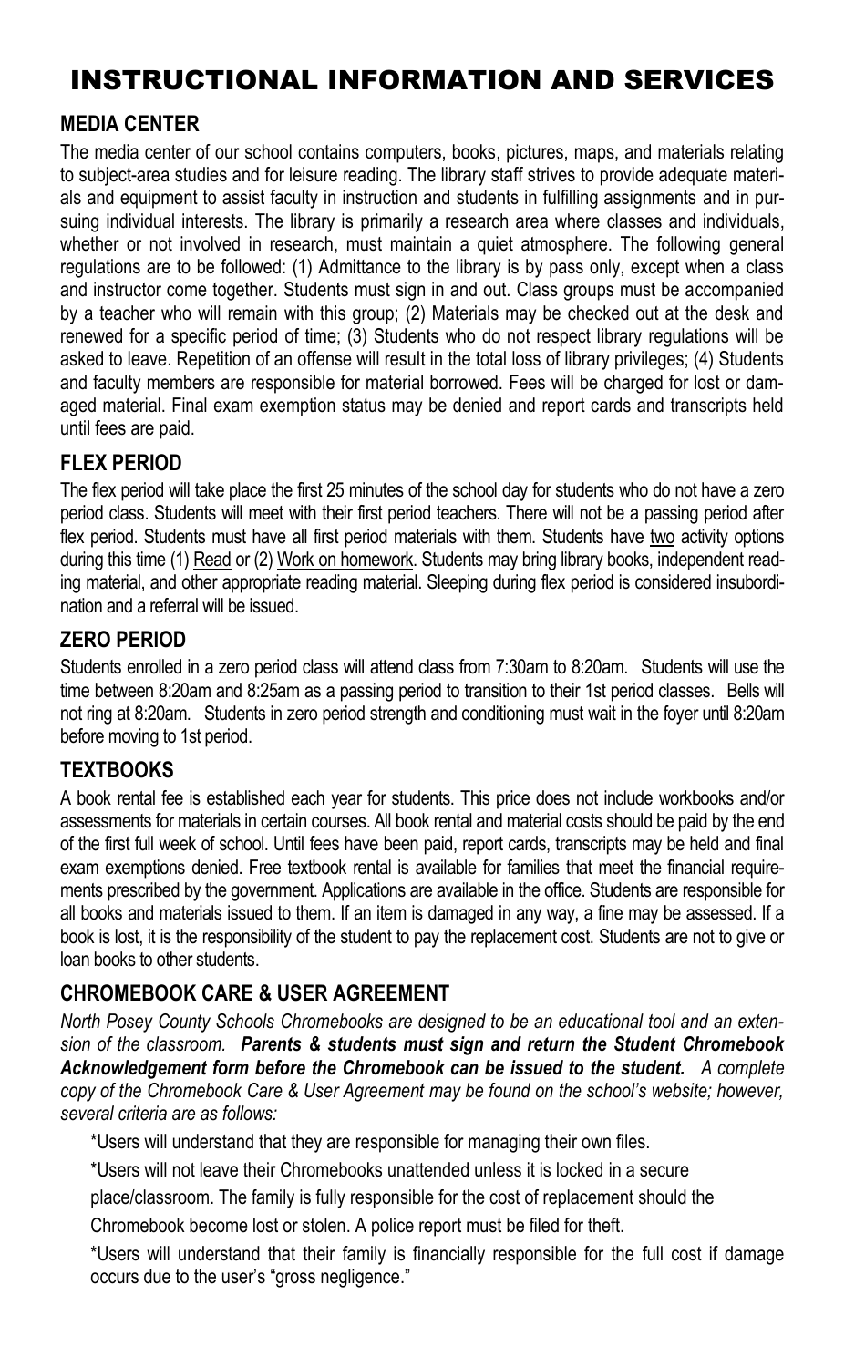# INSTRUCTIONAL INFORMATION AND SERVICES

## MEDIA CENTER

The media center of our school contains computers, books, pictures, maps, and materials relating to subject-area studies and for leisure reading. The library staff strives to provide adequate materials and equipment to assist faculty in instruction and students in fulfilling assignments and in pursuing individual interests. The library is primarily a research area where classes and individuals, whether or not involved in research, must maintain a quiet atmosphere. The following general regulations are to be followed: (1) Admittance to the library is by pass only, except when a class and instructor come together. Students must sign in and out. Class groups must be accompanied by a teacher who will remain with this group; (2) Materials may be checked out at the desk and renewed for a specific period of time; (3) Students who do not respect library regulations will be asked to leave. Repetition of an offense will result in the total loss of library privileges; (4) Students and faculty members are responsible for material borrowed. Fees will be charged for lost or damaged material. Final exam exemption status may be denied and report cards and transcripts held until fees are paid.

## FLEX PERIOD

The flex period will take place the first 25 minutes of the school day for students who do not have a zero period class. Students will meet with their first period teachers. There will not be a passing period after flex period. Students must have all first period materials with them. Students have <u>two</u> activity options during this time (1) <u>Read</u> or (2) <u>Work on homework</u>. Students may bring library books, independent reading material, and other appropriate reading material. Sleeping during flex period is considered insubordination and a referral will be issued.

## ZERO PERIOD

Students enrolled in a zero period class will attend class from 7:30am to 8:20am. Students will use the time between 8:20am and 8:25am as a passing period to transition to their 1st period classes. Bells will not ring at 8:20am. Students in zero period strength and conditioning must wait in the foyer until 8:20am before moving to 1st period.

## TEXTBOOKS

A book rental fee is established each year for students. This price does not include workbooks and/or assessments for materials in certain courses. All book rental and material costs should be paid by the end of the first full week of school. Until fees have been paid, report cards, transcripts may be held and final exam exemptions denied. Free textbook rental is available for families that meet the financial requirements prescribed by the government. Applications are available in the office. Students are responsible for all books and materials issued to them. If an item is damaged in any way, a fine may be assessed. If a book is lost, it is the responsibility of the student to pay the replacement cost. Students are not to give or loan books to other students.

## CHROMEBOOK CARE & USER AGREEMENT

*North Posey County Schools Chromebooks are designed to be an educational tool and an extension of the classroom.* ***Parents & students must sign and return the Student Chromebook Acknowledgement form before the Chromebook can be issued to the student.*** *A complete copy of the Chromebook Care & User Agreement may be found on the school's website; however, several criteria are as follows:*

*Users will understand that they are responsible for managing their own files.

*Users will not leave their Chromebooks unattended unless it is locked in a secure place/classroom. The family is fully responsible for the cost of replacement should the Chromebook become lost or stolen. A police report must be filed for theft.

*Users will understand that their family is financially responsible for the full cost if damage occurs due to the user's "gross negligence."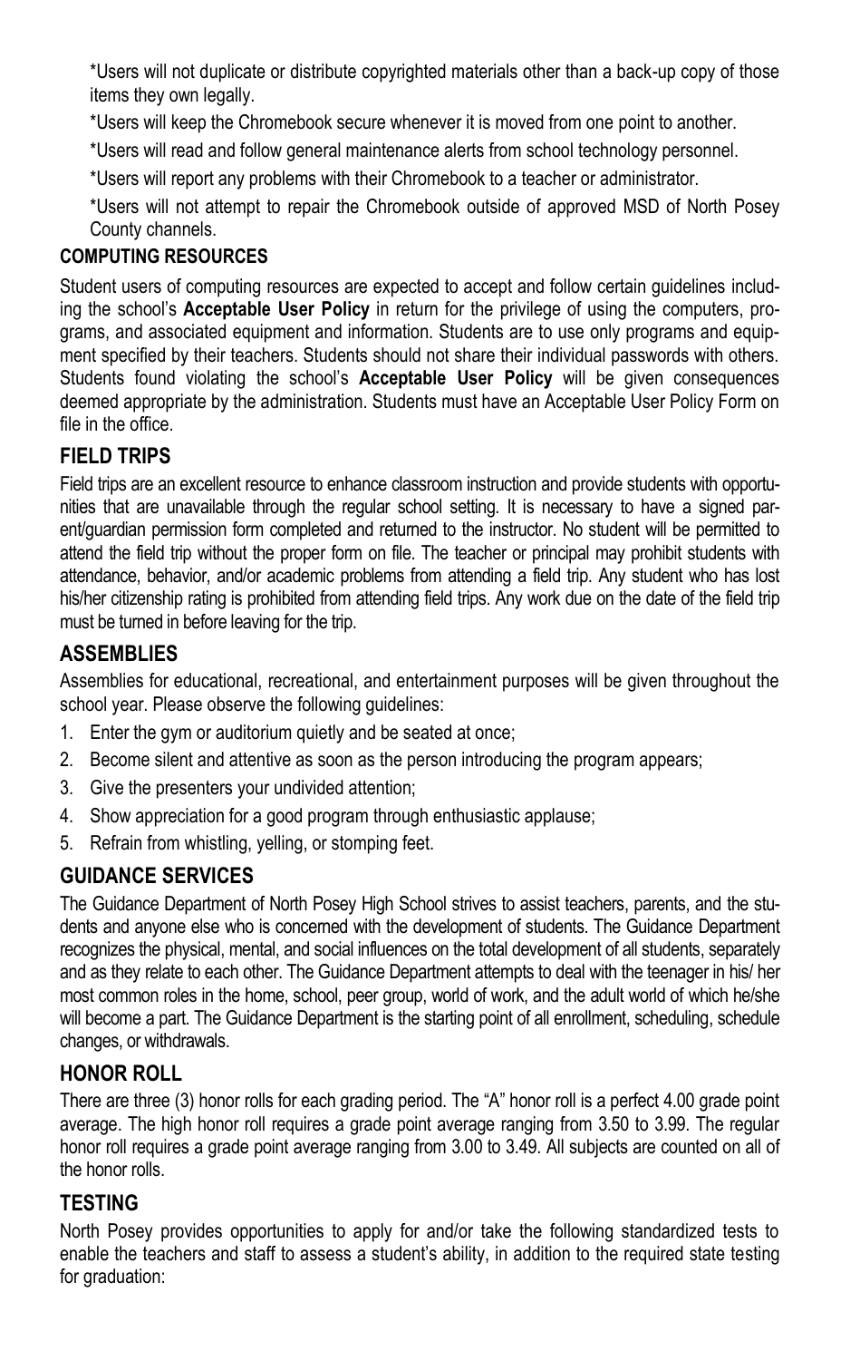*Users will not duplicate or distribute copyrighted materials other than a back-up copy of those items they own legally.

*Users will keep the Chromebook secure whenever it is moved from one point to another.

*Users will read and follow general maintenance alerts from school technology personnel.

*Users will report any problems with their Chromebook to a teacher or administrator.

*Users will not attempt to repair the Chromebook outside of approved MSD of North Posey County channels.

**COMPUTING RESOURCES**

Student users of computing resources are expected to accept and follow certain guidelines including the school's **Acceptable User Policy** in return for the privilege of using the computers, programs, and associated equipment and information. Students are to use only programs and equipment specified by their teachers. Students should not share their individual passwords with others. Students found violating the school's **Acceptable User Policy** will be given consequences deemed appropriate by the administration. Students must have an Acceptable User Policy Form on file in the office.

## FIELD TRIPS

Field trips are an excellent resource to enhance classroom instruction and provide students with opportunities that are unavailable through the regular school setting. It is necessary to have a signed parent/guardian permission form completed and returned to the instructor. No student will be permitted to attend the field trip without the proper form on file. The teacher or principal may prohibit students with attendance, behavior, and/or academic problems from attending a field trip. Any student who has lost his/her citizenship rating is prohibited from attending field trips. Any work due on the date of the field trip must be turned in before leaving for the trip.

## ASSEMBLIES

Assemblies for educational, recreational, and entertainment purposes will be given throughout the school year. Please observe the following guidelines:

1. Enter the gym or auditorium quietly and be seated at once;
2. Become silent and attentive as soon as the person introducing the program appears;
3. Give the presenters your undivided attention;
4. Show appreciation for a good program through enthusiastic applause;
5. Refrain from whistling, yelling, or stomping feet.

## GUIDANCE SERVICES

The Guidance Department of North Posey High School strives to assist teachers, parents, and the students and anyone else who is concerned with the development of students. The Guidance Department recognizes the physical, mental, and social influences on the total development of all students, separately and as they relate to each other. The Guidance Department attempts to deal with the teenager in his/ her most common roles in the home, school, peer group, world of work, and the adult world of which he/she will become a part. The Guidance Department is the starting point of all enrollment, scheduling, schedule changes, or withdrawals.

## HONOR ROLL

There are three (3) honor rolls for each grading period. The "A" honor roll is a perfect 4.00 grade point average. The high honor roll requires a grade point average ranging from 3.50 to 3.99. The regular honor roll requires a grade point average ranging from 3.00 to 3.49. All subjects are counted on all of the honor rolls.

## TESTING

North Posey provides opportunities to apply for and/or take the following standardized tests to enable the teachers and staff to assess a student's ability, in addition to the required state testing for graduation: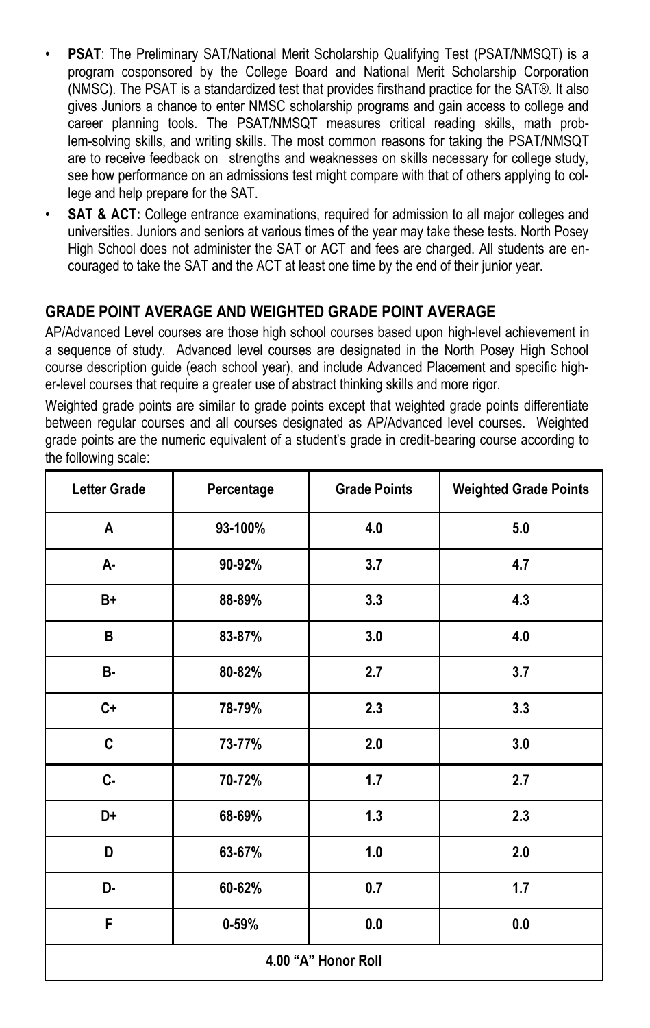- **PSAT**: The Preliminary SAT/National Merit Scholarship Qualifying Test (PSAT/NMSQT) is a program cosponsored by the College Board and National Merit Scholarship Corporation (NMSC). The PSAT is a standardized test that provides firsthand practice for the SAT®. It also gives Juniors a chance to enter NMSC scholarship programs and gain access to college and career planning tools. The PSAT/NMSQT measures critical reading skills, math problem-solving skills, and writing skills. The most common reasons for taking the PSAT/NMSQT are to receive feedback on strengths and weaknesses on skills necessary for college study, see how performance on an admissions test might compare with that of others applying to college and help prepare for the SAT.
- **SAT & ACT:** College entrance examinations, required for admission to all major colleges and universities. Juniors and seniors at various times of the year may take these tests. North Posey High School does not administer the SAT or ACT and fees are charged. All students are encouraged to take the SAT and the ACT at least one time by the end of their junior year.

## GRADE POINT AVERAGE AND WEIGHTED GRADE POINT AVERAGE

AP/Advanced Level courses are those high school courses based upon high-level achievement in a sequence of study. Advanced level courses are designated in the North Posey High School course description guide (each school year), and include Advanced Placement and specific higher-level courses that require a greater use of abstract thinking skills and more rigor.

Weighted grade points are similar to grade points except that weighted grade points differentiate between regular courses and all courses designated as AP/Advanced level courses. Weighted grade points are the numeric equivalent of a student's grade in credit-bearing course according to the following scale:

| Letter Grade | Percentage | Grade Points | Weighted Grade Points |
|---|---|---|---|
| A | 93-100% | 4.0 | 5.0 |
| A- | 90-92% | 3.7 | 4.7 |
| B+ | 88-89% | 3.3 | 4.3 |
| B | 83-87% | 3.0 | 4.0 |
| B- | 80-82% | 2.7 | 3.7 |
| C+ | 78-79% | 2.3 | 3.3 |
| C | 73-77% | 2.0 | 3.0 |
| C- | 70-72% | 1.7 | 2.7 |
| D+ | 68-69% | 1.3 | 2.3 |
| D | 63-67% | 1.0 | 2.0 |
| D- | 60-62% | 0.7 | 1.7 |
| F | 0-59% | 0.0 | 0.0 |
| 4.00 "A" Honor Roll | | | |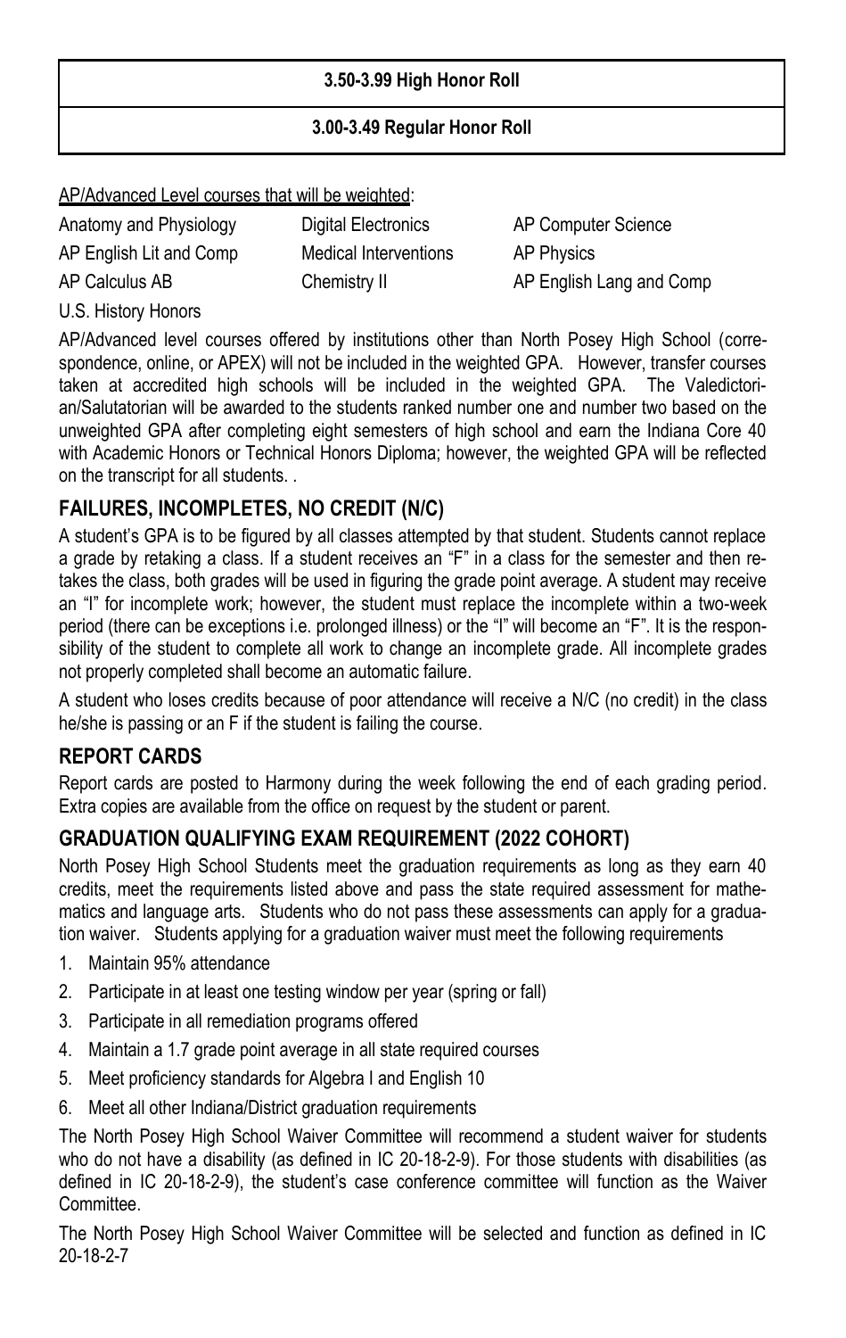| 3.50-3.99 High Honor Roll |
|---|
| 3.00-3.49 Regular Honor Roll |

AP/Advanced Level courses that will be weighted:

| | | |
|---|---|---|
| Anatomy and Physiology | Digital Electronics | AP Computer Science |
| AP English Lit and Comp | Medical Interventions | AP Physics |
| AP Calculus AB | Chemistry II | AP English Lang and Comp |
| U.S. History Honors | | |

AP/Advanced level courses offered by institutions other than North Posey High School (correspondence, online, or APEX) will not be included in the weighted GPA. However, transfer courses taken at accredited high schools will be included in the weighted GPA. The Valedictorian/Salutatorian will be awarded to the students ranked number one and number two based on the unweighted GPA after completing eight semesters of high school and earn the Indiana Core 40 with Academic Honors or Technical Honors Diploma; however, the weighted GPA will be reflected on the transcript for all students. .

## FAILURES, INCOMPLETES, NO CREDIT (N/C)

A student's GPA is to be figured by all classes attempted by that student. Students cannot replace a grade by retaking a class. If a student receives an "F" in a class for the semester and then retakes the class, both grades will be used in figuring the grade point average. A student may receive an "I" for incomplete work; however, the student must replace the incomplete within a two-week period (there can be exceptions i.e. prolonged illness) or the "I" will become an "F". It is the responsibility of the student to complete all work to change an incomplete grade. All incomplete grades not properly completed shall become an automatic failure.

A student who loses credits because of poor attendance will receive a N/C (no credit) in the class he/she is passing or an F if the student is failing the course.

## REPORT CARDS

Report cards are posted to Harmony during the week following the end of each grading period. Extra copies are available from the office on request by the student or parent.

## GRADUATION QUALIFYING EXAM REQUIREMENT (2022 COHORT)

North Posey High School Students meet the graduation requirements as long as they earn 40 credits, meet the requirements listed above and pass the state required assessment for mathematics and language arts. Students who do not pass these assessments can apply for a graduation waiver. Students applying for a graduation waiver must meet the following requirements

1. Maintain 95% attendance
2. Participate in at least one testing window per year (spring or fall)
3. Participate in all remediation programs offered
4. Maintain a 1.7 grade point average in all state required courses
5. Meet proficiency standards for Algebra I and English 10
6. Meet all other Indiana/District graduation requirements

The North Posey High School Waiver Committee will recommend a student waiver for students who do not have a disability (as defined in IC 20-18-2-9). For those students with disabilities (as defined in IC 20-18-2-9), the student's case conference committee will function as the Waiver Committee.

The North Posey High School Waiver Committee will be selected and function as defined in IC 20-18-2-7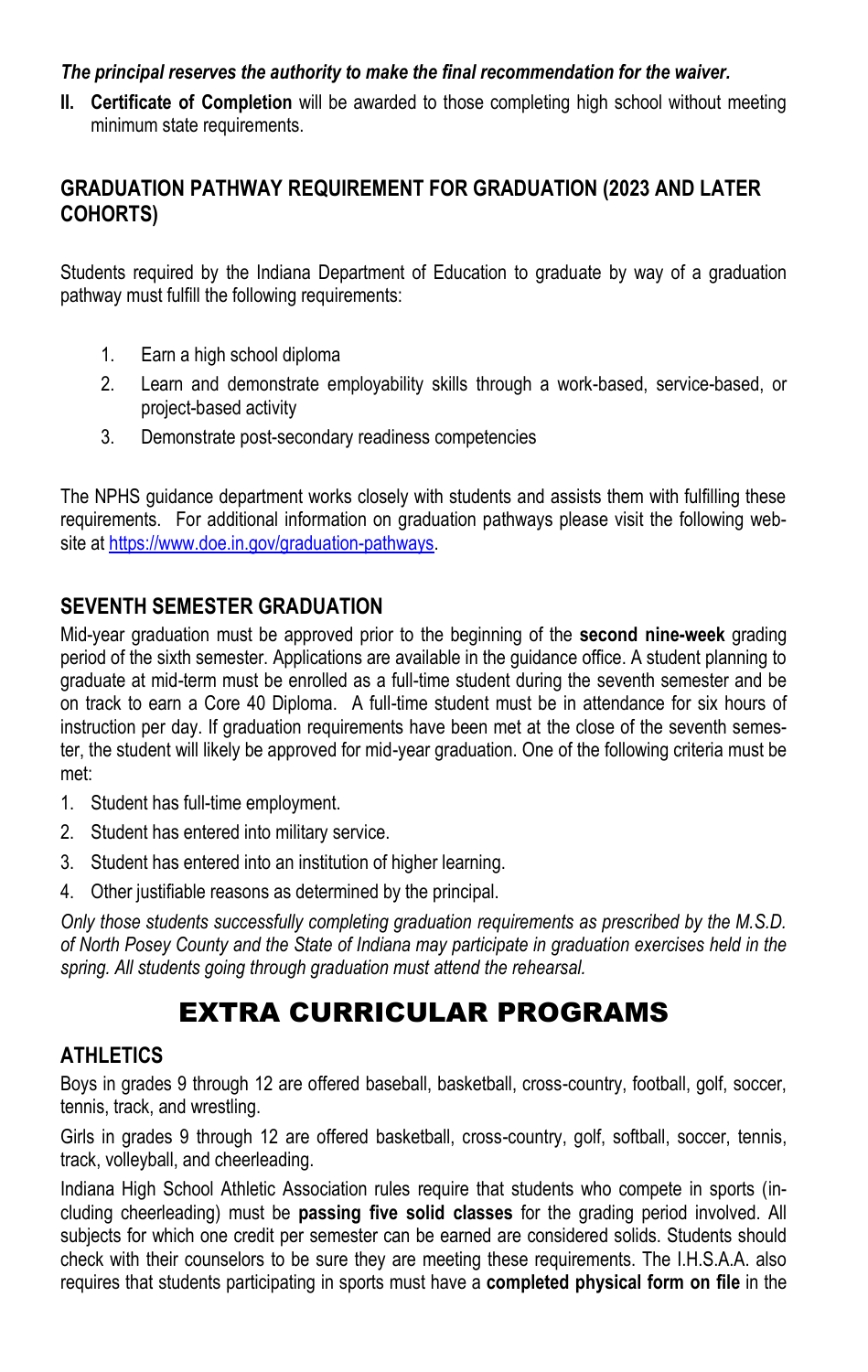***The principal reserves the authority to make the final recommendation for the waiver.***

II. **Certificate of Completion** will be awarded to those completing high school without meeting minimum state requirements.

## GRADUATION PATHWAY REQUIREMENT FOR GRADUATION (2023 AND LATER COHORTS)

Students required by the Indiana Department of Education to graduate by way of a graduation pathway must fulfill the following requirements:

1. Earn a high school diploma
2. Learn and demonstrate employability skills through a work-based, service-based, or project-based activity
3. Demonstrate post-secondary readiness competencies

The NPHS guidance department works closely with students and assists them with fulfilling these requirements. For additional information on graduation pathways please visit the following website at [https://www.doe.in.gov/graduation-pathways](https://www.doe.in.gov/graduation-pathways).

## SEVENTH SEMESTER GRADUATION

Mid-year graduation must be approved prior to the beginning of the **second nine-week** grading period of the sixth semester. Applications are available in the guidance office. A student planning to graduate at mid-term must be enrolled as a full-time student during the seventh semester and be on track to earn a Core 40 Diploma. A full-time student must be in attendance for six hours of instruction per day. If graduation requirements have been met at the close of the seventh semester, the student will likely be approved for mid-year graduation. One of the following criteria must be met:

1. Student has full-time employment.
2. Student has entered into military service.
3. Student has entered into an institution of higher learning.
4. Other justifiable reasons as determined by the principal.

*Only those students successfully completing graduation requirements as prescribed by the M.S.D. of North Posey County and the State of Indiana may participate in graduation exercises held in the spring. All students going through graduation must attend the rehearsal.*

# EXTRA CURRICULAR PROGRAMS

## ATHLETICS

Boys in grades 9 through 12 are offered baseball, basketball, cross-country, football, golf, soccer, tennis, track, and wrestling.

Girls in grades 9 through 12 are offered basketball, cross-country, golf, softball, soccer, tennis, track, volleyball, and cheerleading.

Indiana High School Athletic Association rules require that students who compete in sports (including cheerleading) must be **passing five solid classes** for the grading period involved. All subjects for which one credit per semester can be earned are considered solids. Students should check with their counselors to be sure they are meeting these requirements. The I.H.S.A.A. also requires that students participating in sports must have a **completed physical form on file** in the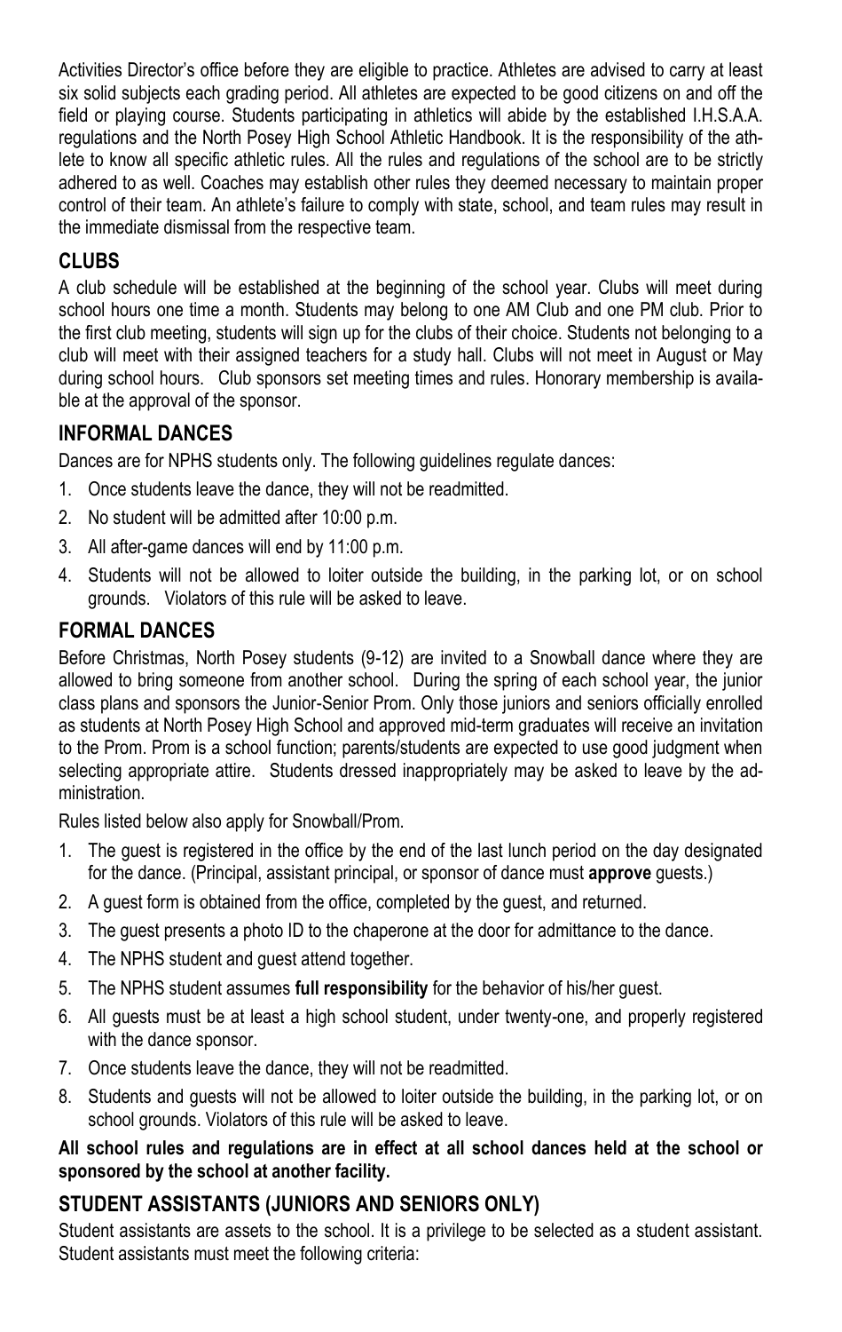Activities Director's office before they are eligible to practice. Athletes are advised to carry at least six solid subjects each grading period. All athletes are expected to be good citizens on and off the field or playing course. Students participating in athletics will abide by the established I.H.S.A.A. regulations and the North Posey High School Athletic Handbook. It is the responsibility of the athlete to know all specific athletic rules. All the rules and regulations of the school are to be strictly adhered to as well. Coaches may establish other rules they deemed necessary to maintain proper control of their team. An athlete's failure to comply with state, school, and team rules may result in the immediate dismissal from the respective team.

## CLUBS

A club schedule will be established at the beginning of the school year. Clubs will meet during school hours one time a month. Students may belong to one AM Club and one PM club. Prior to the first club meeting, students will sign up for the clubs of their choice. Students not belonging to a club will meet with their assigned teachers for a study hall. Clubs will not meet in August or May during school hours. Club sponsors set meeting times and rules. Honorary membership is available at the approval of the sponsor.

## INFORMAL DANCES

Dances are for NPHS students only. The following guidelines regulate dances:

1. Once students leave the dance, they will not be readmitted.
2. No student will be admitted after 10:00 p.m.
3. All after-game dances will end by 11:00 p.m.
4. Students will not be allowed to loiter outside the building, in the parking lot, or on school grounds. Violators of this rule will be asked to leave.

## FORMAL DANCES

Before Christmas, North Posey students (9-12) are invited to a Snowball dance where they are allowed to bring someone from another school. During the spring of each school year, the junior class plans and sponsors the Junior-Senior Prom. Only those juniors and seniors officially enrolled as students at North Posey High School and approved mid-term graduates will receive an invitation to the Prom. Prom is a school function; parents/students are expected to use good judgment when selecting appropriate attire. Students dressed inappropriately may be asked to leave by the administration.

Rules listed below also apply for Snowball/Prom.

1. The guest is registered in the office by the end of the last lunch period on the day designated for the dance. (Principal, assistant principal, or sponsor of dance must **approve** guests.)
2. A guest form is obtained from the office, completed by the guest, and returned.
3. The guest presents a photo ID to the chaperone at the door for admittance to the dance.
4. The NPHS student and guest attend together.
5. The NPHS student assumes **full responsibility** for the behavior of his/her guest.
6. All guests must be at least a high school student, under twenty-one, and properly registered with the dance sponsor.
7. Once students leave the dance, they will not be readmitted.
8. Students and guests will not be allowed to loiter outside the building, in the parking lot, or on school grounds. Violators of this rule will be asked to leave.

**All school rules and regulations are in effect at all school dances held at the school or sponsored by the school at another facility.**

## STUDENT ASSISTANTS (JUNIORS AND SENIORS ONLY)

Student assistants are assets to the school. It is a privilege to be selected as a student assistant. Student assistants must meet the following criteria: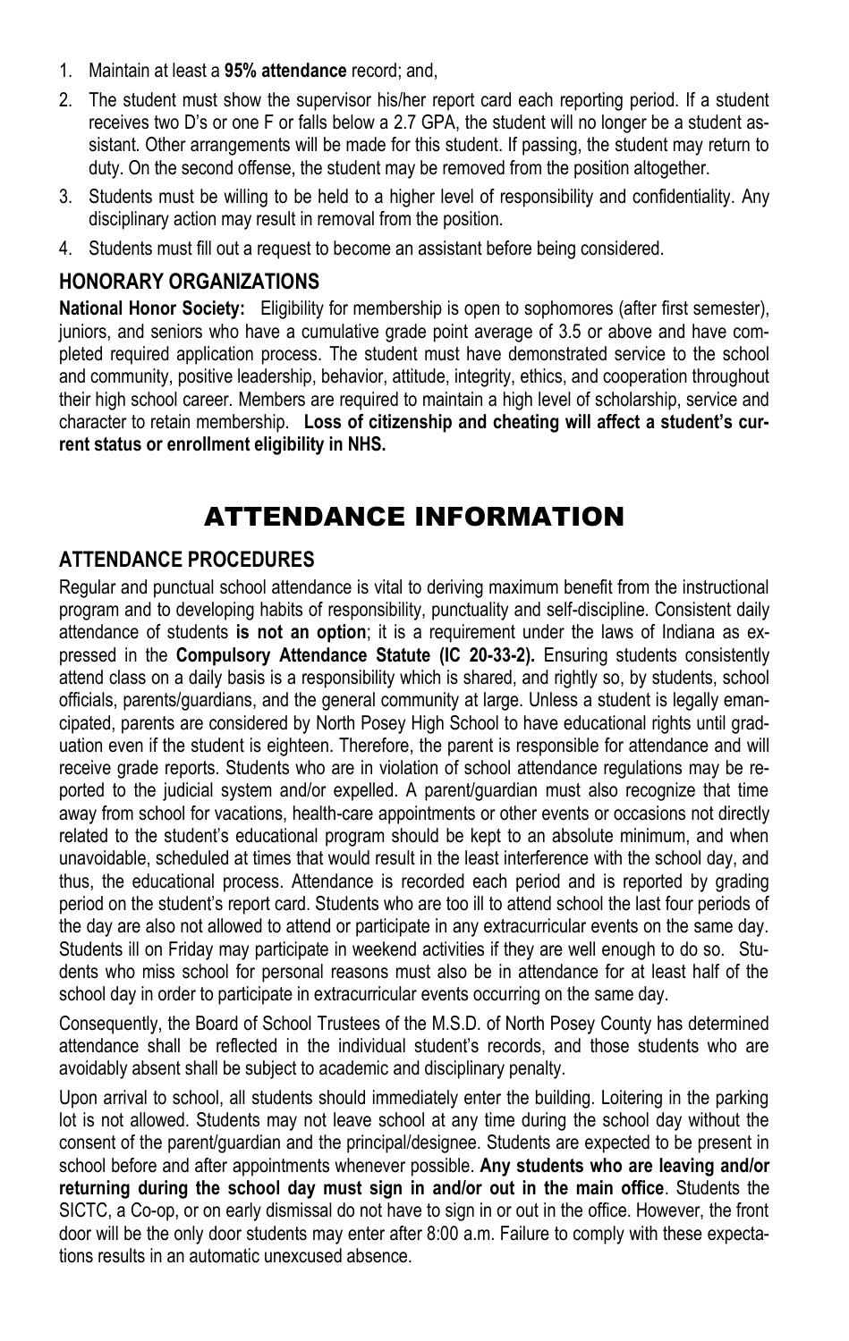1. Maintain at least a **95% attendance** record; and,
2. The student must show the supervisor his/her report card each reporting period. If a student receives two D's or one F or falls below a 2.7 GPA, the student will no longer be a student assistant. Other arrangements will be made for this student. If passing, the student may return to duty. On the second offense, the student may be removed from the position altogether.
3. Students must be willing to be held to a higher level of responsibility and confidentiality. Any disciplinary action may result in removal from the position.
4. Students must fill out a request to become an assistant before being considered.

### HONORARY ORGANIZATIONS

**National Honor Society:** Eligibility for membership is open to sophomores (after first semester), juniors, and seniors who have a cumulative grade point average of 3.5 or above and have completed required application process. The student must have demonstrated service to the school and community, positive leadership, behavior, attitude, integrity, ethics, and cooperation throughout their high school career. Members are required to maintain a high level of scholarship, service and character to retain membership. **Loss of citizenship and cheating will affect a student's current status or enrollment eligibility in NHS.**

## ATTENDANCE INFORMATION

### ATTENDANCE PROCEDURES

Regular and punctual school attendance is vital to deriving maximum benefit from the instructional program and to developing habits of responsibility, punctuality and self-discipline. Consistent daily attendance of students **is not an option**; it is a requirement under the laws of Indiana as expressed in the **Compulsory Attendance Statute (IC 20-33-2).** Ensuring students consistently attend class on a daily basis is a responsibility which is shared, and rightly so, by students, school officials, parents/guardians, and the general community at large. Unless a student is legally emancipated, parents are considered by North Posey High School to have educational rights until graduation even if the student is eighteen. Therefore, the parent is responsible for attendance and will receive grade reports. Students who are in violation of school attendance regulations may be reported to the judicial system and/or expelled. A parent/guardian must also recognize that time away from school for vacations, health-care appointments or other events or occasions not directly related to the student's educational program should be kept to an absolute minimum, and when unavoidable, scheduled at times that would result in the least interference with the school day, and thus, the educational process. Attendance is recorded each period and is reported by grading period on the student's report card. Students who are too ill to attend school the last four periods of the day are also not allowed to attend or participate in any extracurricular events on the same day. Students ill on Friday may participate in weekend activities if they are well enough to do so. Students who miss school for personal reasons must also be in attendance for at least half of the school day in order to participate in extracurricular events occurring on the same day.

Consequently, the Board of School Trustees of the M.S.D. of North Posey County has determined attendance shall be reflected in the individual student's records, and those students who are avoidably absent shall be subject to academic and disciplinary penalty.

Upon arrival to school, all students should immediately enter the building. Loitering in the parking lot is not allowed. Students may not leave school at any time during the school day without the consent of the parent/guardian and the principal/designee. Students are expected to be present in school before and after appointments whenever possible. **Any students who are leaving and/or returning during the school day must sign in and/or out in the main office**. Students the SICTC, a Co-op, or on early dismissal do not have to sign in or out in the office. However, the front door will be the only door students may enter after 8:00 a.m. Failure to comply with these expectations results in an automatic unexcused absence.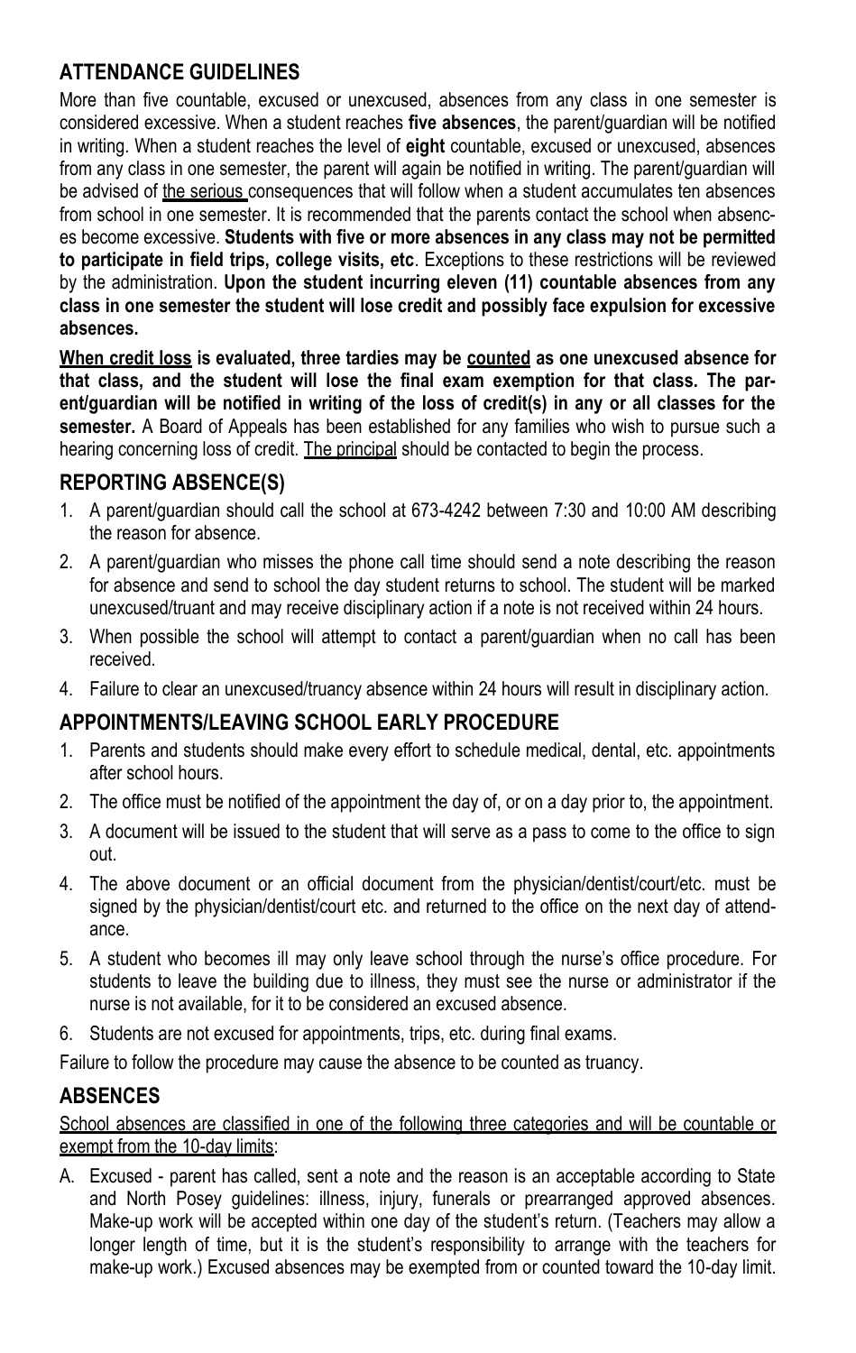## ATTENDANCE GUIDELINES

More than five countable, excused or unexcused, absences from any class in one semester is considered excessive. When a student reaches **five absences**, the parent/guardian will be notified in writing. When a student reaches the level of **eight** countable, excused or unexcused, absences from any class in one semester, the parent will again be notified in writing. The parent/guardian will be advised of <u>the serious</u> consequences that will follow when a student accumulates ten absences from school in one semester. It is recommended that the parents contact the school when absences become excessive. **Students with five or more absences in any class may not be permitted to participate in field trips, college visits, etc**. Exceptions to these restrictions will be reviewed by the administration. **Upon the student incurring eleven (11) countable absences from any class in one semester the student will lose credit and possibly face expulsion for excessive absences.**

**<u>When credit loss</u> is evaluated, three tardies may be <u>counted</u> as one unexcused absence for that class, and the student will lose the final exam exemption for that class. The parent/guardian will be notified in writing of the loss of credit(s) in any or all classes for the semester.** A Board of Appeals has been established for any families who wish to pursue such a hearing concerning loss of credit. <u>The principal</u> should be contacted to begin the process.

## REPORTING ABSENCE(S)

1. A parent/guardian should call the school at 673-4242 between 7:30 and 10:00 AM describing the reason for absence.
2. A parent/guardian who misses the phone call time should send a note describing the reason for absence and send to school the day student returns to school. The student will be marked unexcused/truant and may receive disciplinary action if a note is not received within 24 hours.
3. When possible the school will attempt to contact a parent/guardian when no call has been received.
4. Failure to clear an unexcused/truancy absence within 24 hours will result in disciplinary action.

## APPOINTMENTS/LEAVING SCHOOL EARLY PROCEDURE

1. Parents and students should make every effort to schedule medical, dental, etc. appointments after school hours.
2. The office must be notified of the appointment the day of, or on a day prior to, the appointment.
3. A document will be issued to the student that will serve as a pass to come to the office to sign out.
4. The above document or an official document from the physician/dentist/court/etc. must be signed by the physician/dentist/court etc. and returned to the office on the next day of attendance.
5. A student who becomes ill may only leave school through the nurse's office procedure. For students to leave the building due to illness, they must see the nurse or administrator if the nurse is not available, for it to be considered an excused absence.
6. Students are not excused for appointments, trips, etc. during final exams.

Failure to follow the procedure may cause the absence to be counted as truancy.

## ABSENCES

<u>School absences are classified in one of the following three categories and will be countable or exempt from the 10-day limits</u>:

A. Excused - parent has called, sent a note and the reason is an acceptable according to State and North Posey guidelines: illness, injury, funerals or prearranged approved absences. Make-up work will be accepted within one day of the student's return. (Teachers may allow a longer length of time, but it is the student's responsibility to arrange with the teachers for make-up work.) Excused absences may be exempted from or counted toward the 10-day limit.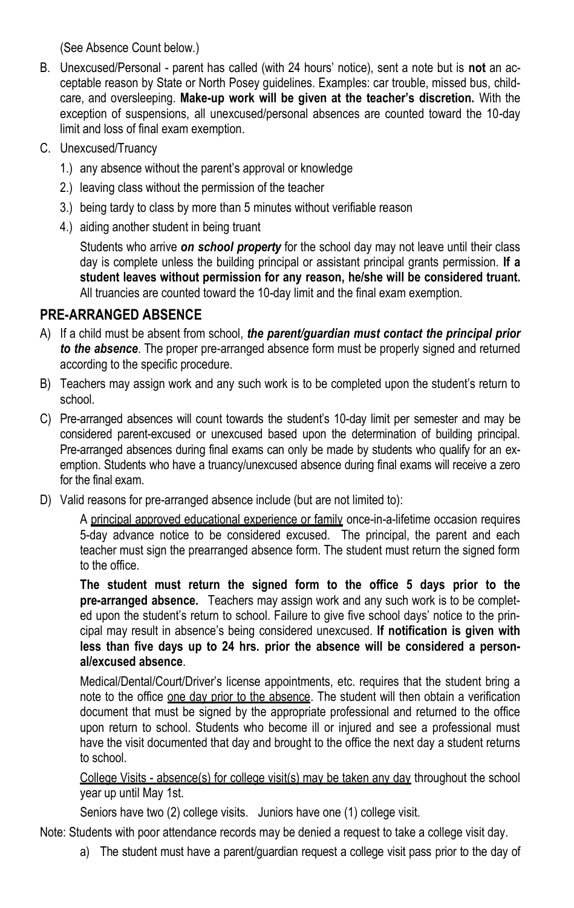(See Absence Count below.)

B. Unexcused/Personal - parent has called (with 24 hours' notice), sent a note but is **not** an acceptable reason by State or North Posey guidelines. Examples: car trouble, missed bus, childcare, and oversleeping. **Make-up work will be given at the teacher's discretion.** With the exception of suspensions, all unexcused/personal absences are counted toward the 10-day limit and loss of final exam exemption.

C. Unexcused/Truancy
   1.) any absence without the parent's approval or knowledge
   2.) leaving class without the permission of the teacher
   3.) being tardy to class by more than 5 minutes without verifiable reason
   4.) aiding another student in being truant

   Students who arrive ***on school property*** for the school day may not leave until their class day is complete unless the building principal or assistant principal grants permission. **If a student leaves without permission for any reason, he/she will be considered truant.** All truancies are counted toward the 10-day limit and the final exam exemption.

## PRE-ARRANGED ABSENCE

A) If a child must be absent from school, ***the parent/guardian must contact the principal prior to the absence***. The proper pre-arranged absence form must be properly signed and returned according to the specific procedure.

B) Teachers may assign work and any such work is to be completed upon the student's return to school.

C) Pre-arranged absences will count towards the student's 10-day limit per semester and may be considered parent-excused or unexcused based upon the determination of building principal. Pre-arranged absences during final exams can only be made by students who qualify for an exemption. Students who have a truancy/unexcused absence during final exams will receive a zero for the final exam.

D) Valid reasons for pre-arranged absence include (but are not limited to):

   A principal approved educational experience or family once-in-a-lifetime occasion requires 5-day advance notice to be considered excused. The principal, the parent and each teacher must sign the prearranged absence form. The student must return the signed form to the office.

   **The student must return the signed form to the office 5 days prior to the pre-arranged absence.** Teachers may assign work and any such work is to be completed upon the student's return to school. Failure to give five school days' notice to the principal may result in absence's being considered unexcused. **If notification is given with less than five days up to 24 hrs. prior the absence will be considered a personal/excused absence**.

   Medical/Dental/Court/Driver's license appointments, etc. requires that the student bring a note to the office one day prior to the absence. The student will then obtain a verification document that must be signed by the appropriate professional and returned to the office upon return to school. Students who become ill or injured and see a professional must have the visit documented that day and brought to the office the next day a student returns to school.

   College Visits - absence(s) for college visit(s) may be taken any day throughout the school year up until May 1st.

   Seniors have two (2) college visits. Juniors have one (1) college visit.

Note: Students with poor attendance records may be denied a request to take a college visit day.

   a) The student must have a parent/guardian request a college visit pass prior to the day of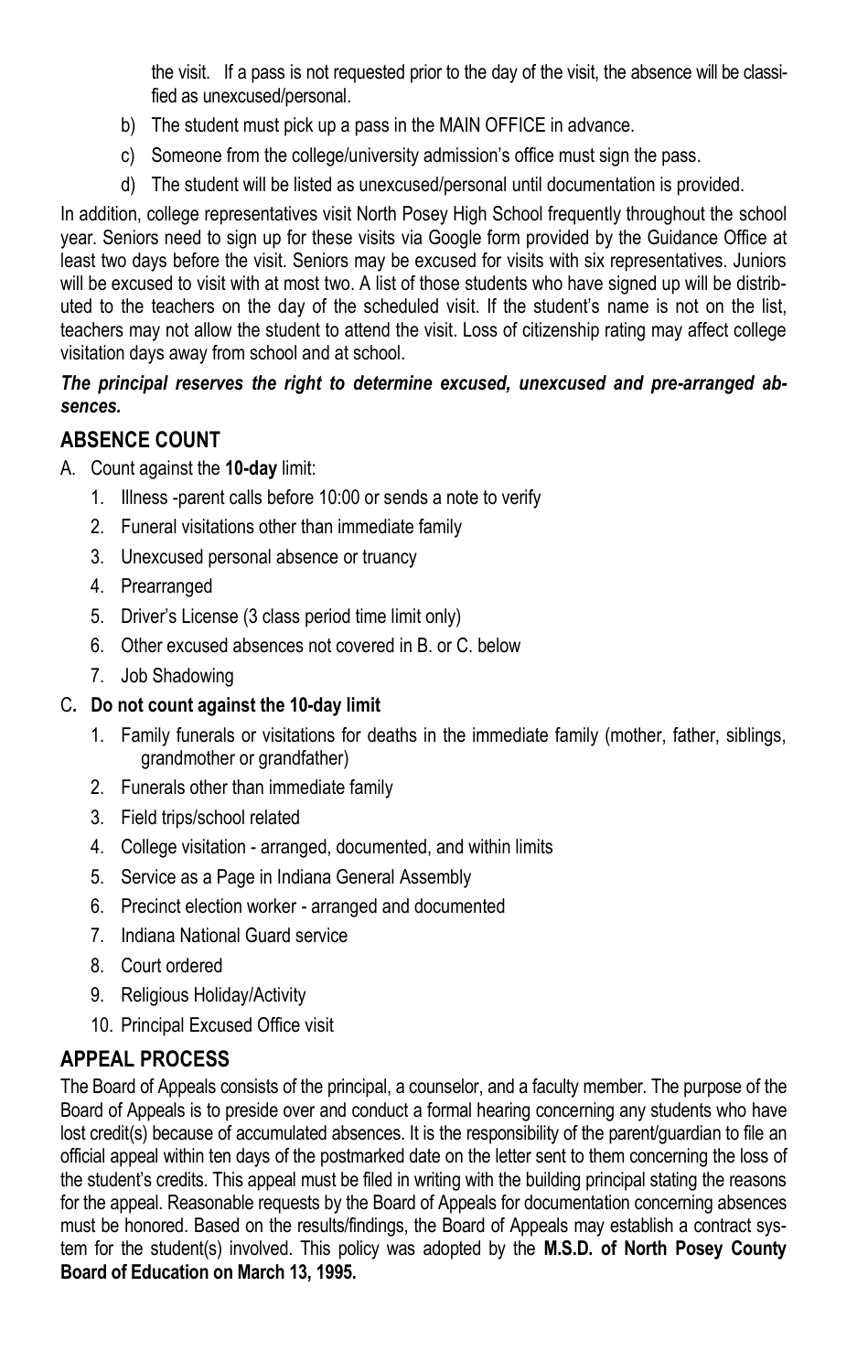the visit. If a pass is not requested prior to the day of the visit, the absence will be classified as unexcused/personal.

b) The student must pick up a pass in the MAIN OFFICE in advance.

c) Someone from the college/university admission's office must sign the pass.

d) The student will be listed as unexcused/personal until documentation is provided.

In addition, college representatives visit North Posey High School frequently throughout the school year. Seniors need to sign up for these visits via Google form provided by the Guidance Office at least two days before the visit. Seniors may be excused for visits with six representatives. Juniors will be excused to visit with at most two. A list of those students who have signed up will be distributed to the teachers on the day of the scheduled visit. If the student's name is not on the list, teachers may not allow the student to attend the visit. Loss of citizenship rating may affect college visitation days away from school and at school.

***The principal reserves the right to determine excused, unexcused and pre-arranged absences.***

## ABSENCE COUNT

A. Count against the **10-day** limit:

1. Illness -parent calls before 10:00 or sends a note to verify
2. Funeral visitations other than immediate family
3. Unexcused personal absence or truancy
4. Prearranged
5. Driver's License (3 class period time limit only)
6. Other excused absences not covered in B. or C. below
7. Job Shadowing

C**. Do not count against the 10-day limit**

1. Family funerals or visitations for deaths in the immediate family (mother, father, siblings, grandmother or grandfather)
2. Funerals other than immediate family
3. Field trips/school related
4. College visitation - arranged, documented, and within limits
5. Service as a Page in Indiana General Assembly
6. Precinct election worker - arranged and documented
7. Indiana National Guard service
8. Court ordered
9. Religious Holiday/Activity
10. Principal Excused Office visit

## APPEAL PROCESS

The Board of Appeals consists of the principal, a counselor, and a faculty member. The purpose of the Board of Appeals is to preside over and conduct a formal hearing concerning any students who have lost credit(s) because of accumulated absences. It is the responsibility of the parent/guardian to file an official appeal within ten days of the postmarked date on the letter sent to them concerning the loss of the student's credits. This appeal must be filed in writing with the building principal stating the reasons for the appeal. Reasonable requests by the Board of Appeals for documentation concerning absences must be honored. Based on the results/findings, the Board of Appeals may establish a contract system for the student(s) involved. This policy was adopted by the **M.S.D. of North Posey County Board of Education on March 13, 1995.**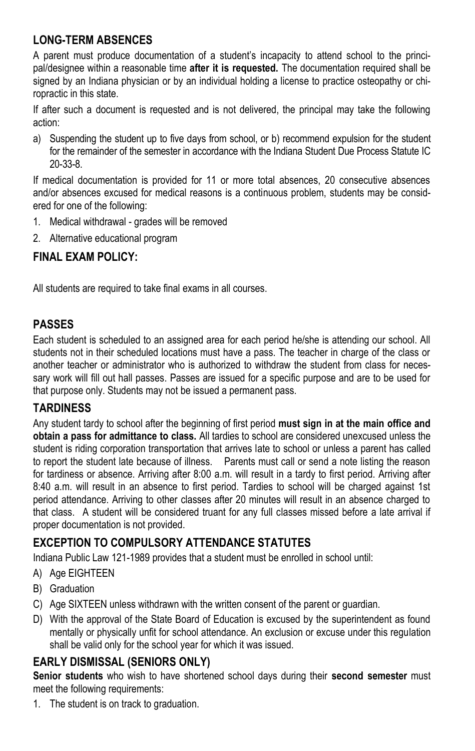## LONG-TERM ABSENCES

A parent must produce documentation of a student's incapacity to attend school to the principal/designee within a reasonable time **after it is requested.** The documentation required shall be signed by an Indiana physician or by an individual holding a license to practice osteopathy or chiropractic in this state.

If after such a document is requested and is not delivered, the principal may take the following action:

a) Suspending the student up to five days from school, or b) recommend expulsion for the student for the remainder of the semester in accordance with the Indiana Student Due Process Statute IC 20-33-8.

If medical documentation is provided for 11 or more total absences, 20 consecutive absences and/or absences excused for medical reasons is a continuous problem, students may be considered for one of the following:

1. Medical withdrawal - grades will be removed
2. Alternative educational program

## FINAL EXAM POLICY:

All students are required to take final exams in all courses.

## PASSES

Each student is scheduled to an assigned area for each period he/she is attending our school. All students not in their scheduled locations must have a pass. The teacher in charge of the class or another teacher or administrator who is authorized to withdraw the student from class for necessary work will fill out hall passes. Passes are issued for a specific purpose and are to be used for that purpose only. Students may not be issued a permanent pass.

## TARDINESS

Any student tardy to school after the beginning of first period **must sign in at the main office and obtain a pass for admittance to class.** All tardies to school are considered unexcused unless the student is riding corporation transportation that arrives late to school or unless a parent has called to report the student late because of illness. Parents must call or send a note listing the reason for tardiness or absence. Arriving after 8:00 a.m. will result in a tardy to first period. Arriving after 8:40 a.m. will result in an absence to first period. Tardies to school will be charged against 1st period attendance. Arriving to other classes after 20 minutes will result in an absence charged to that class. A student will be considered truant for any full classes missed before a late arrival if proper documentation is not provided.

## EXCEPTION TO COMPULSORY ATTENDANCE STATUTES

Indiana Public Law 121-1989 provides that a student must be enrolled in school until:

A) Age EIGHTEEN
B) Graduation
C) Age SIXTEEN unless withdrawn with the written consent of the parent or guardian.
D) With the approval of the State Board of Education is excused by the superintendent as found mentally or physically unfit for school attendance. An exclusion or excuse under this regulation shall be valid only for the school year for which it was issued.

## EARLY DISMISSAL (SENIORS ONLY)

**Senior students** who wish to have shortened school days during their **second semester** must meet the following requirements:

1. The student is on track to graduation.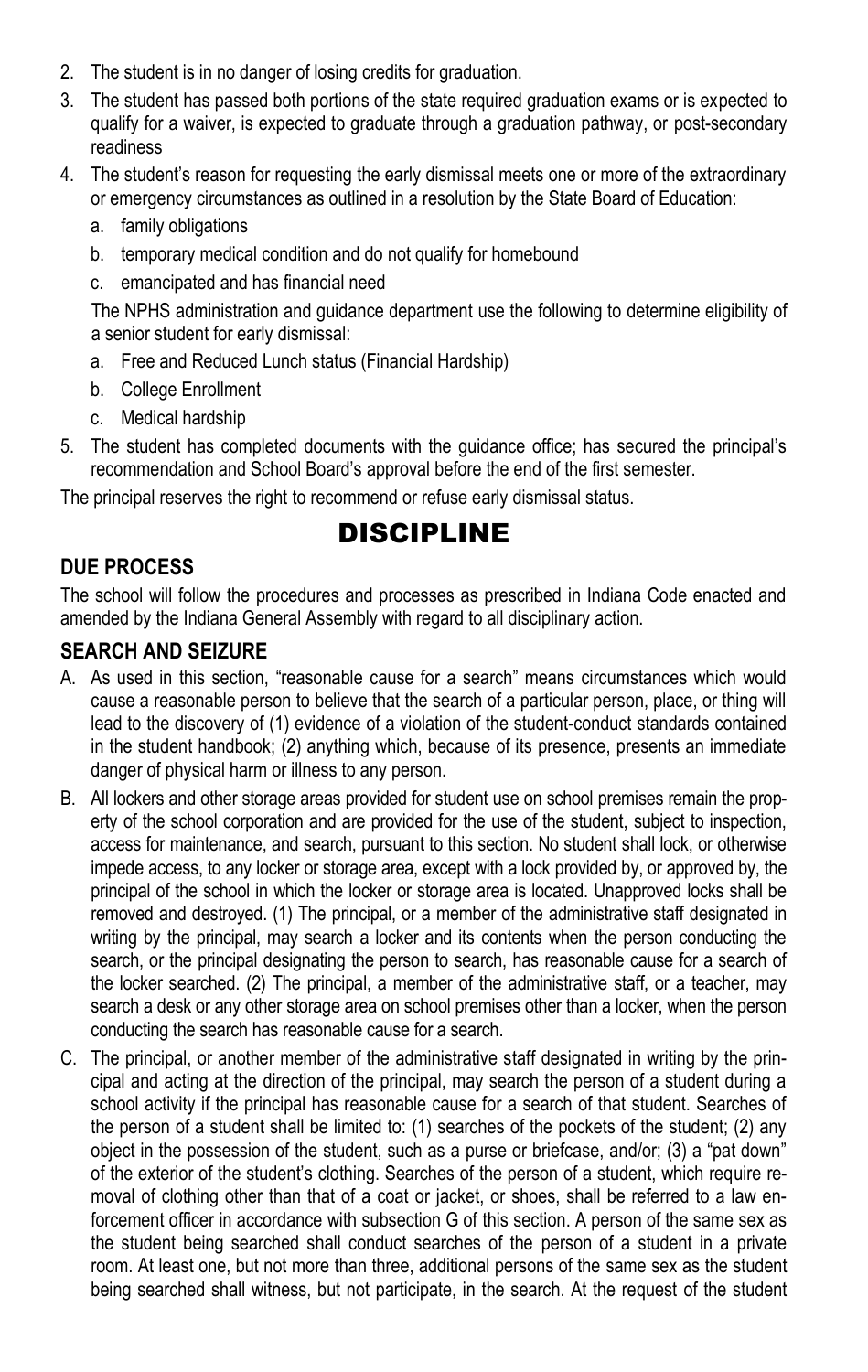2. The student is in no danger of losing credits for graduation.
3. The student has passed both portions of the state required graduation exams or is expected to qualify for a waiver, is expected to graduate through a graduation pathway, or post-secondary readiness
4. The student's reason for requesting the early dismissal meets one or more of the extraordinary or emergency circumstances as outlined in a resolution by the State Board of Education:
   a. family obligations
   b. temporary medical condition and do not qualify for homebound
   c. emancipated and has financial need

   The NPHS administration and guidance department use the following to determine eligibility of a senior student for early dismissal:
   a. Free and Reduced Lunch status (Financial Hardship)
   b. College Enrollment
   c. Medical hardship
5. The student has completed documents with the guidance office; has secured the principal's recommendation and School Board's approval before the end of the first semester.

The principal reserves the right to recommend or refuse early dismissal status.

# DISCIPLINE

## DUE PROCESS

The school will follow the procedures and processes as prescribed in Indiana Code enacted and amended by the Indiana General Assembly with regard to all disciplinary action.

## SEARCH AND SEIZURE

A. As used in this section, "reasonable cause for a search" means circumstances which would cause a reasonable person to believe that the search of a particular person, place, or thing will lead to the discovery of (1) evidence of a violation of the student-conduct standards contained in the student handbook; (2) anything which, because of its presence, presents an immediate danger of physical harm or illness to any person.

B. All lockers and other storage areas provided for student use on school premises remain the property of the school corporation and are provided for the use of the student, subject to inspection, access for maintenance, and search, pursuant to this section. No student shall lock, or otherwise impede access, to any locker or storage area, except with a lock provided by, or approved by, the principal of the school in which the locker or storage area is located. Unapproved locks shall be removed and destroyed. (1) The principal, or a member of the administrative staff designated in writing by the principal, may search a locker and its contents when the person conducting the search, or the principal designating the person to search, has reasonable cause for a search of the locker searched. (2) The principal, a member of the administrative staff, or a teacher, may search a desk or any other storage area on school premises other than a locker, when the person conducting the search has reasonable cause for a search.

C. The principal, or another member of the administrative staff designated in writing by the principal and acting at the direction of the principal, may search the person of a student during a school activity if the principal has reasonable cause for a search of that student. Searches of the person of a student shall be limited to: (1) searches of the pockets of the student; (2) any object in the possession of the student, such as a purse or briefcase, and/or; (3) a "pat down" of the exterior of the student's clothing. Searches of the person of a student, which require removal of clothing other than that of a coat or jacket, or shoes, shall be referred to a law enforcement officer in accordance with subsection G of this section. A person of the same sex as the student being searched shall conduct searches of the person of a student in a private room. At least one, but not more than three, additional persons of the same sex as the student being searched shall witness, but not participate, in the search. At the request of the student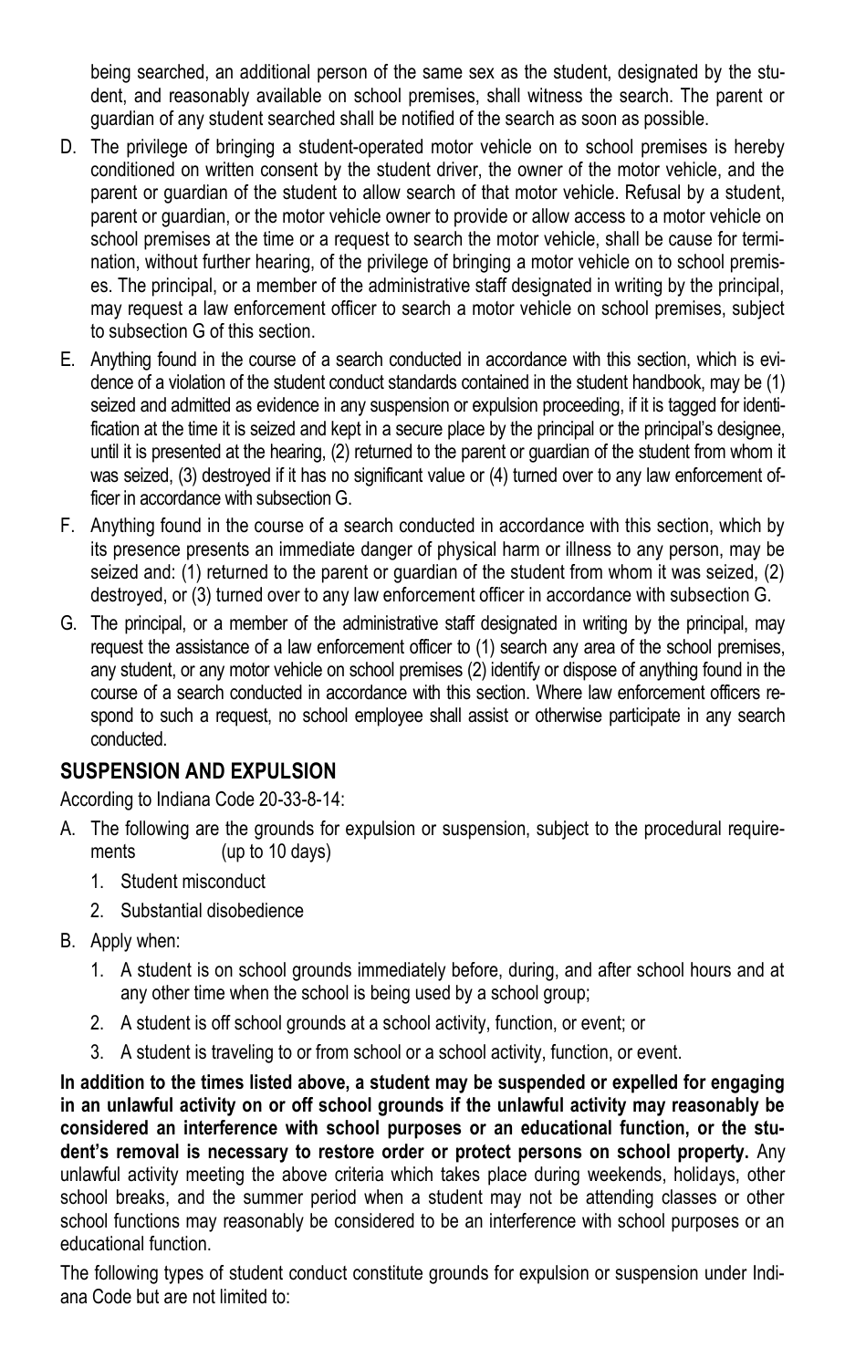being searched, an additional person of the same sex as the student, designated by the student, and reasonably available on school premises, shall witness the search. The parent or guardian of any student searched shall be notified of the search as soon as possible.

D. The privilege of bringing a student-operated motor vehicle on to school premises is hereby conditioned on written consent by the student driver, the owner of the motor vehicle, and the parent or guardian of the student to allow search of that motor vehicle. Refusal by a student, parent or guardian, or the motor vehicle owner to provide or allow access to a motor vehicle on school premises at the time or a request to search the motor vehicle, shall be cause for termination, without further hearing, of the privilege of bringing a motor vehicle on to school premises. The principal, or a member of the administrative staff designated in writing by the principal, may request a law enforcement officer to search a motor vehicle on school premises, subject to subsection G of this section.

E. Anything found in the course of a search conducted in accordance with this section, which is evidence of a violation of the student conduct standards contained in the student handbook, may be (1) seized and admitted as evidence in any suspension or expulsion proceeding, if it is tagged for identification at the time it is seized and kept in a secure place by the principal or the principal's designee, until it is presented at the hearing, (2) returned to the parent or guardian of the student from whom it was seized, (3) destroyed if it has no significant value or (4) turned over to any law enforcement officer in accordance with subsection G.

F. Anything found in the course of a search conducted in accordance with this section, which by its presence presents an immediate danger of physical harm or illness to any person, may be seized and: (1) returned to the parent or guardian of the student from whom it was seized, (2) destroyed, or (3) turned over to any law enforcement officer in accordance with subsection G.

G. The principal, or a member of the administrative staff designated in writing by the principal, may request the assistance of a law enforcement officer to (1) search any area of the school premises, any student, or any motor vehicle on school premises (2) identify or dispose of anything found in the course of a search conducted in accordance with this section. Where law enforcement officers respond to such a request, no school employee shall assist or otherwise participate in any search conducted.

## SUSPENSION AND EXPULSION

According to Indiana Code 20-33-8-14:

A. The following are the grounds for expulsion or suspension, subject to the procedural requirements (up to 10 days)
   1. Student misconduct
   2. Substantial disobedience

B. Apply when:
   1. A student is on school grounds immediately before, during, and after school hours and at any other time when the school is being used by a school group;
   2. A student is off school grounds at a school activity, function, or event; or
   3. A student is traveling to or from school or a school activity, function, or event.

**In addition to the times listed above, a student may be suspended or expelled for engaging in an unlawful activity on or off school grounds if the unlawful activity may reasonably be considered an interference with school purposes or an educational function, or the student's removal is necessary to restore order or protect persons on school property.** Any unlawful activity meeting the above criteria which takes place during weekends, holidays, other school breaks, and the summer period when a student may not be attending classes or other school functions may reasonably be considered to be an interference with school purposes or an educational function.

The following types of student conduct constitute grounds for expulsion or suspension under Indiana Code but are not limited to: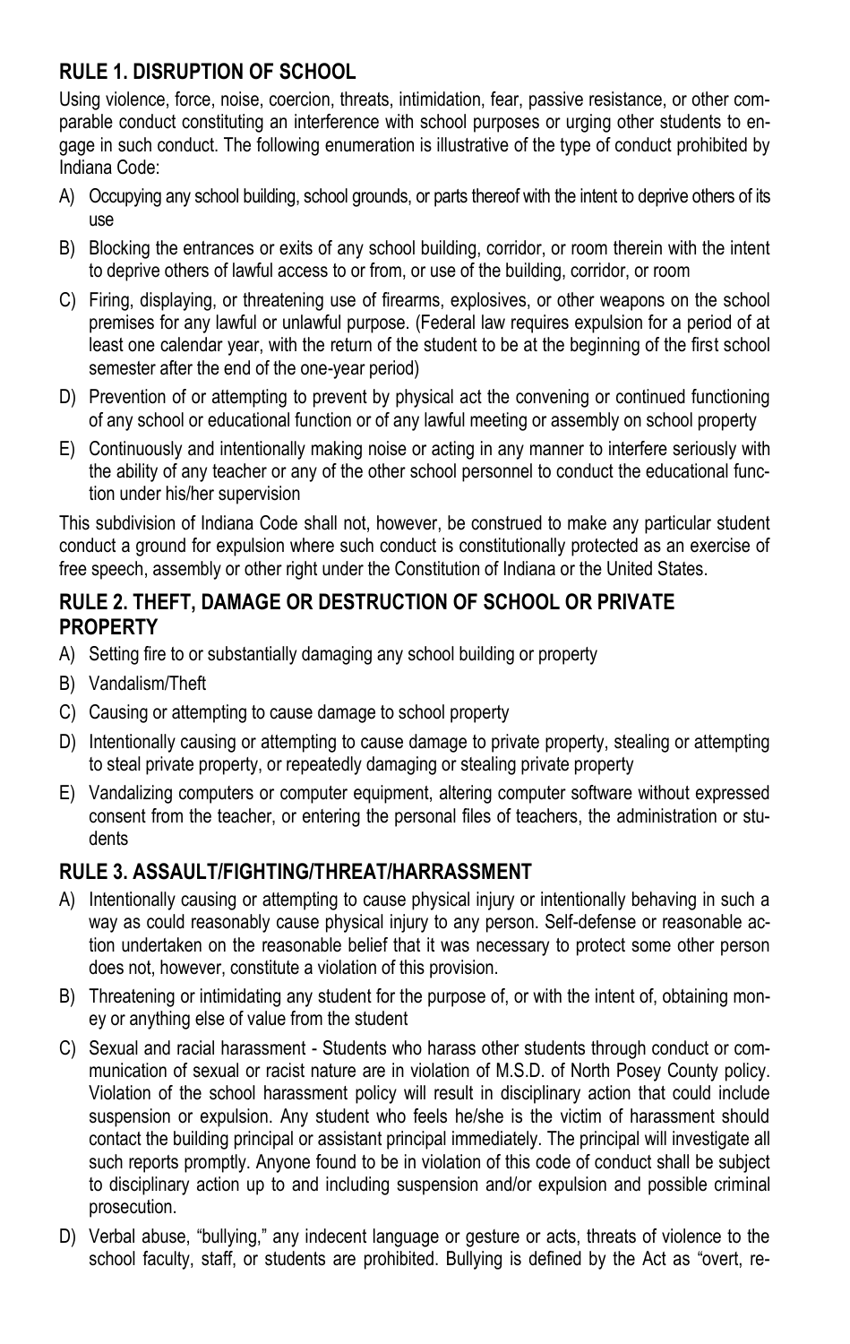## RULE 1. DISRUPTION OF SCHOOL

Using violence, force, noise, coercion, threats, intimidation, fear, passive resistance, or other comparable conduct constituting an interference with school purposes or urging other students to engage in such conduct. The following enumeration is illustrative of the type of conduct prohibited by Indiana Code:

A) Occupying any school building, school grounds, or parts thereof with the intent to deprive others of its use

B) Blocking the entrances or exits of any school building, corridor, or room therein with the intent to deprive others of lawful access to or from, or use of the building, corridor, or room

C) Firing, displaying, or threatening use of firearms, explosives, or other weapons on the school premises for any lawful or unlawful purpose. (Federal law requires expulsion for a period of at least one calendar year, with the return of the student to be at the beginning of the first school semester after the end of the one-year period)

D) Prevention of or attempting to prevent by physical act the convening or continued functioning of any school or educational function or of any lawful meeting or assembly on school property

E) Continuously and intentionally making noise or acting in any manner to interfere seriously with the ability of any teacher or any of the other school personnel to conduct the educational function under his/her supervision

This subdivision of Indiana Code shall not, however, be construed to make any particular student conduct a ground for expulsion where such conduct is constitutionally protected as an exercise of free speech, assembly or other right under the Constitution of Indiana or the United States.

## RULE 2. THEFT, DAMAGE OR DESTRUCTION OF SCHOOL OR PRIVATE PROPERTY

A) Setting fire to or substantially damaging any school building or property

B) Vandalism/Theft

C) Causing or attempting to cause damage to school property

D) Intentionally causing or attempting to cause damage to private property, stealing or attempting to steal private property, or repeatedly damaging or stealing private property

E) Vandalizing computers or computer equipment, altering computer software without expressed consent from the teacher, or entering the personal files of teachers, the administration or students

## RULE 3. ASSAULT/FIGHTING/THREAT/HARRASSMENT

A) Intentionally causing or attempting to cause physical injury or intentionally behaving in such a way as could reasonably cause physical injury to any person. Self-defense or reasonable action undertaken on the reasonable belief that it was necessary to protect some other person does not, however, constitute a violation of this provision.

B) Threatening or intimidating any student for the purpose of, or with the intent of, obtaining money or anything else of value from the student

C) Sexual and racial harassment - Students who harass other students through conduct or communication of sexual or racist nature are in violation of M.S.D. of North Posey County policy. Violation of the school harassment policy will result in disciplinary action that could include suspension or expulsion. Any student who feels he/she is the victim of harassment should contact the building principal or assistant principal immediately. The principal will investigate all such reports promptly. Anyone found to be in violation of this code of conduct shall be subject to disciplinary action up to and including suspension and/or expulsion and possible criminal prosecution.

D) Verbal abuse, "bullying," any indecent language or gesture or acts, threats of violence to the school faculty, staff, or students are prohibited. Bullying is defined by the Act as "overt, re-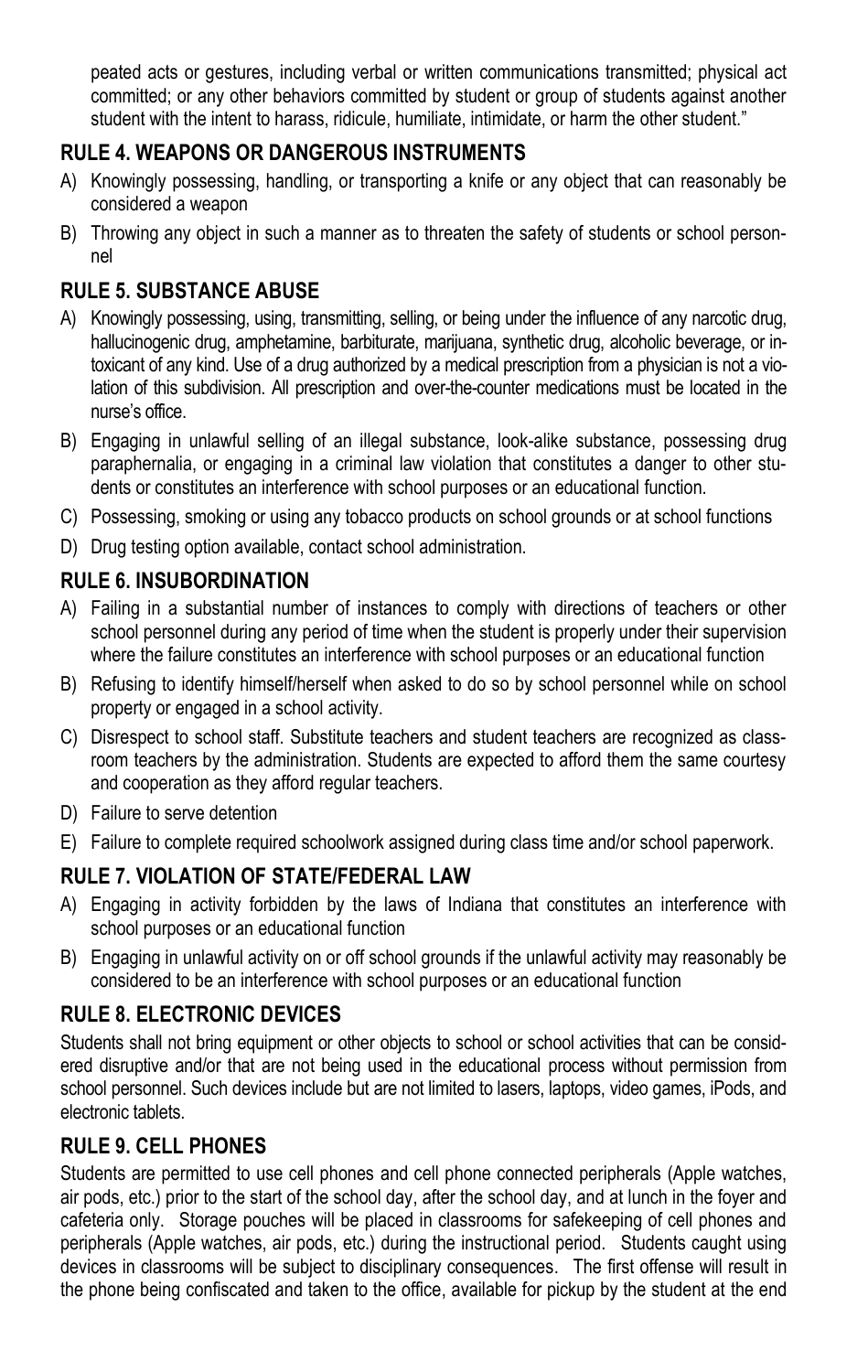peated acts or gestures, including verbal or written communications transmitted; physical act committed; or any other behaviors committed by student or group of students against another student with the intent to harass, ridicule, humiliate, intimidate, or harm the other student."

## RULE 4. WEAPONS OR DANGEROUS INSTRUMENTS

A) Knowingly possessing, handling, or transporting a knife or any object that can reasonably be considered a weapon

B) Throwing any object in such a manner as to threaten the safety of students or school personnel

## RULE 5. SUBSTANCE ABUSE

A) Knowingly possessing, using, transmitting, selling, or being under the influence of any narcotic drug, hallucinogenic drug, amphetamine, barbiturate, marijuana, synthetic drug, alcoholic beverage, or intoxicant of any kind. Use of a drug authorized by a medical prescription from a physician is not a violation of this subdivision. All prescription and over-the-counter medications must be located in the nurse's office.

B) Engaging in unlawful selling of an illegal substance, look-alike substance, possessing drug paraphernalia, or engaging in a criminal law violation that constitutes a danger to other students or constitutes an interference with school purposes or an educational function.

C) Possessing, smoking or using any tobacco products on school grounds or at school functions

D) Drug testing option available, contact school administration.

## RULE 6. INSUBORDINATION

A) Failing in a substantial number of instances to comply with directions of teachers or other school personnel during any period of time when the student is properly under their supervision where the failure constitutes an interference with school purposes or an educational function

B) Refusing to identify himself/herself when asked to do so by school personnel while on school property or engaged in a school activity.

C) Disrespect to school staff. Substitute teachers and student teachers are recognized as classroom teachers by the administration. Students are expected to afford them the same courtesy and cooperation as they afford regular teachers.

D) Failure to serve detention

E) Failure to complete required schoolwork assigned during class time and/or school paperwork.

## RULE 7. VIOLATION OF STATE/FEDERAL LAW

A) Engaging in activity forbidden by the laws of Indiana that constitutes an interference with school purposes or an educational function

B) Engaging in unlawful activity on or off school grounds if the unlawful activity may reasonably be considered to be an interference with school purposes or an educational function

## RULE 8. ELECTRONIC DEVICES

Students shall not bring equipment or other objects to school or school activities that can be considered disruptive and/or that are not being used in the educational process without permission from school personnel. Such devices include but are not limited to lasers, laptops, video games, iPods, and electronic tablets.

## RULE 9. CELL PHONES

Students are permitted to use cell phones and cell phone connected peripherals (Apple watches, air pods, etc.) prior to the start of the school day, after the school day, and at lunch in the foyer and cafeteria only. Storage pouches will be placed in classrooms for safekeeping of cell phones and peripherals (Apple watches, air pods, etc.) during the instructional period. Students caught using devices in classrooms will be subject to disciplinary consequences. The first offense will result in the phone being confiscated and taken to the office, available for pickup by the student at the end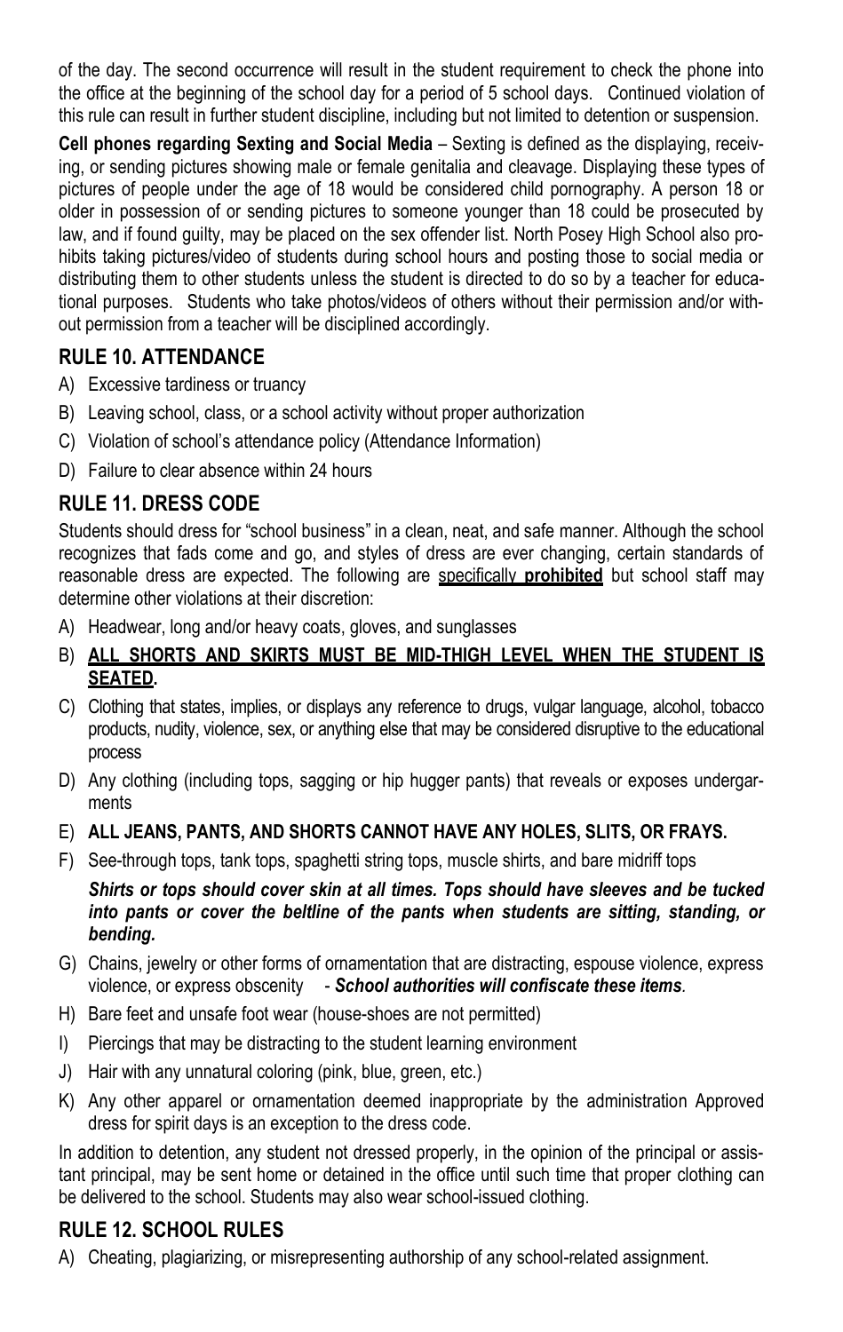of the day. The second occurrence will result in the student requirement to check the phone into the office at the beginning of the school day for a period of 5 school days. Continued violation of this rule can result in further student discipline, including but not limited to detention or suspension.

**Cell phones regarding Sexting and Social Media** – Sexting is defined as the displaying, receiving, or sending pictures showing male or female genitalia and cleavage. Displaying these types of pictures of people under the age of 18 would be considered child pornography. A person 18 or older in possession of or sending pictures to someone younger than 18 could be prosecuted by law, and if found guilty, may be placed on the sex offender list. North Posey High School also prohibits taking pictures/video of students during school hours and posting those to social media or distributing them to other students unless the student is directed to do so by a teacher for educational purposes. Students who take photos/videos of others without their permission and/or without permission from a teacher will be disciplined accordingly.

## RULE 10. ATTENDANCE

A) Excessive tardiness or truancy
B) Leaving school, class, or a school activity without proper authorization
C) Violation of school's attendance policy (Attendance Information)
D) Failure to clear absence within 24 hours

## RULE 11. DRESS CODE

Students should dress for "school business" in a clean, neat, and safe manner. Although the school recognizes that fads come and go, and styles of dress are ever changing, certain standards of reasonable dress are expected. The following are <u>specifically **prohibited**</u> but school staff may determine other violations at their discretion:

A) Headwear, long and/or heavy coats, gloves, and sunglasses
B) <u>**ALL SHORTS AND SKIRTS MUST BE MID-THIGH LEVEL WHEN THE STUDENT IS SEATED.**</u>
C) Clothing that states, implies, or displays any reference to drugs, vulgar language, alcohol, tobacco products, nudity, violence, sex, or anything else that may be considered disruptive to the educational process
D) Any clothing (including tops, sagging or hip hugger pants) that reveals or exposes undergarments
E) **ALL JEANS, PANTS, AND SHORTS CANNOT HAVE ANY HOLES, SLITS, OR FRAYS.**
F) See-through tops, tank tops, spaghetti string tops, muscle shirts, and bare midriff tops

   ***Shirts or tops should cover skin at all times. Tops should have sleeves and be tucked into pants or cover the beltline of the pants when students are sitting, standing, or bending.***

G) Chains, jewelry or other forms of ornamentation that are distracting, espouse violence, express violence, or express obscenity - ***School authorities will confiscate these items***.
H) Bare feet and unsafe foot wear (house-shoes are not permitted)
I) Piercings that may be distracting to the student learning environment
J) Hair with any unnatural coloring (pink, blue, green, etc.)
K) Any other apparel or ornamentation deemed inappropriate by the administration Approved dress for spirit days is an exception to the dress code.

In addition to detention, any student not dressed properly, in the opinion of the principal or assistant principal, may be sent home or detained in the office until such time that proper clothing can be delivered to the school. Students may also wear school-issued clothing.

## RULE 12. SCHOOL RULES

A) Cheating, plagiarizing, or misrepresenting authorship of any school-related assignment.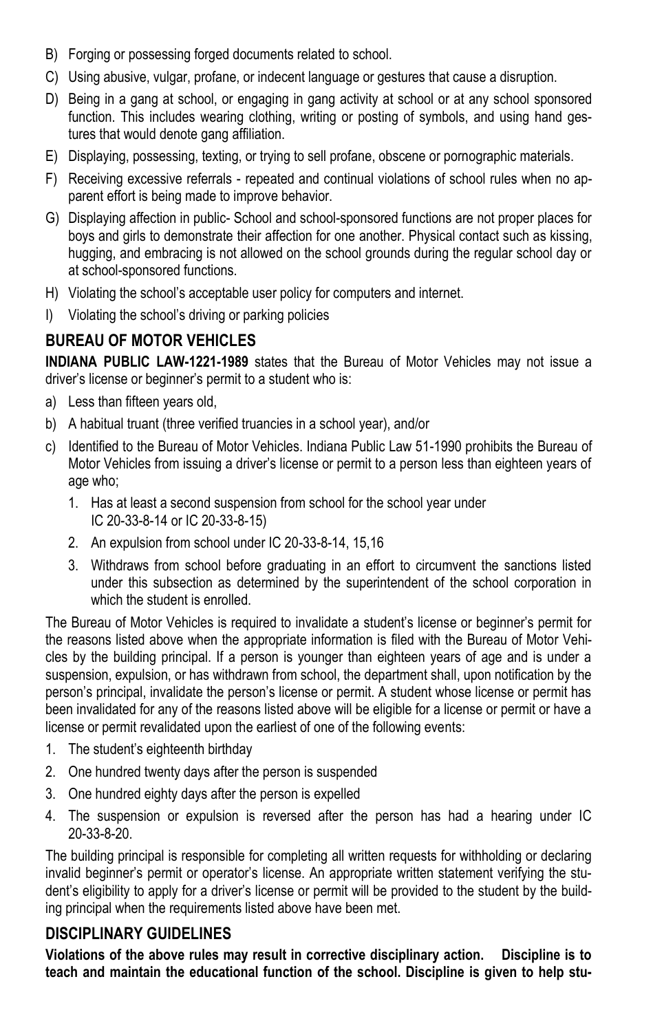B) Forging or possessing forged documents related to school.

C) Using abusive, vulgar, profane, or indecent language or gestures that cause a disruption.

D) Being in a gang at school, or engaging in gang activity at school or at any school sponsored function. This includes wearing clothing, writing or posting of symbols, and using hand gestures that would denote gang affiliation.

E) Displaying, possessing, texting, or trying to sell profane, obscene or pornographic materials.

F) Receiving excessive referrals - repeated and continual violations of school rules when no apparent effort is being made to improve behavior.

G) Displaying affection in public- School and school-sponsored functions are not proper places for boys and girls to demonstrate their affection for one another. Physical contact such as kissing, hugging, and embracing is not allowed on the school grounds during the regular school day or at school-sponsored functions.

H) Violating the school's acceptable user policy for computers and internet.

I) Violating the school's driving or parking policies

## BUREAU OF MOTOR VEHICLES

**INDIANA PUBLIC LAW-1221-1989** states that the Bureau of Motor Vehicles may not issue a driver's license or beginner's permit to a student who is:

a) Less than fifteen years old,

b) A habitual truant (three verified truancies in a school year), and/or

c) Identified to the Bureau of Motor Vehicles. Indiana Public Law 51-1990 prohibits the Bureau of Motor Vehicles from issuing a driver's license or permit to a person less than eighteen years of age who;

   1. Has at least a second suspension from school for the school year under IC 20-33-8-14 or IC 20-33-8-15)
   2. An expulsion from school under IC 20-33-8-14, 15,16
   3. Withdraws from school before graduating in an effort to circumvent the sanctions listed under this subsection as determined by the superintendent of the school corporation in which the student is enrolled.

The Bureau of Motor Vehicles is required to invalidate a student's license or beginner's permit for the reasons listed above when the appropriate information is filed with the Bureau of Motor Vehicles by the building principal. If a person is younger than eighteen years of age and is under a suspension, expulsion, or has withdrawn from school, the department shall, upon notification by the person's principal, invalidate the person's license or permit. A student whose license or permit has been invalidated for any of the reasons listed above will be eligible for a license or permit or have a license or permit revalidated upon the earliest of one of the following events:

1. The student's eighteenth birthday
2. One hundred twenty days after the person is suspended
3. One hundred eighty days after the person is expelled
4. The suspension or expulsion is reversed after the person has had a hearing under IC 20-33-8-20.

The building principal is responsible for completing all written requests for withholding or declaring invalid beginner's permit or operator's license. An appropriate written statement verifying the student's eligibility to apply for a driver's license or permit will be provided to the student by the building principal when the requirements listed above have been met.

## DISCIPLINARY GUIDELINES

**Violations of the above rules may result in corrective disciplinary action. Discipline is to teach and maintain the educational function of the school. Discipline is given to help stu-**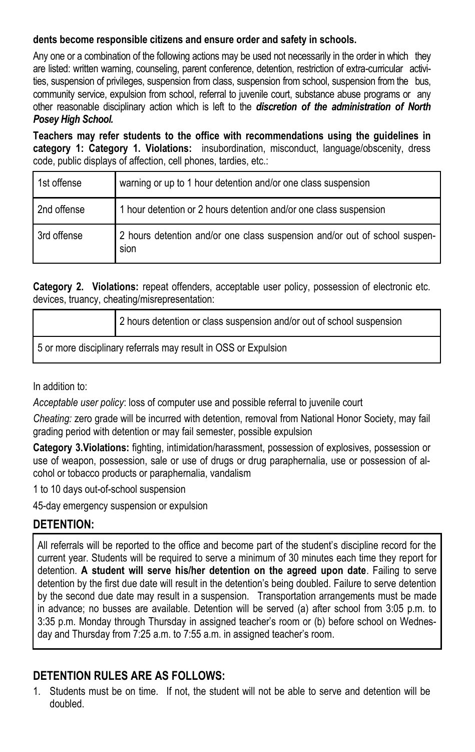**dents become responsible citizens and ensure order and safety in schools.**

Any one or a combination of the following actions may be used not necessarily in the order in which they are listed: written warning, counseling, parent conference, detention, restriction of extra-curricular activities, suspension of privileges, suspension from class, suspension from school, suspension from the bus, community service, expulsion from school, referral to juvenile court, substance abuse programs or any other reasonable disciplinary action which is left to the ***discretion of the administration of North Posey High School.***

**Teachers may refer students to the office with recommendations using the guidelines in category 1: Category 1. Violations:** insubordination, misconduct, language/obscenity, dress code, public displays of affection, cell phones, tardies, etc.:

| | |
|---|---|
| 1st offense | warning or up to 1 hour detention and/or one class suspension |
| 2nd offense | 1 hour detention or 2 hours detention and/or one class suspension |
| 3rd offense | 2 hours detention and/or one class suspension and/or out of school suspension |

**Category 2. Violations:** repeat offenders, acceptable user policy, possession of electronic etc. devices, truancy, cheating/misrepresentation:

| | |
|---|---|
| | 2 hours detention or class suspension and/or out of school suspension |
| 5 or more disciplinary referrals may result in OSS or Expulsion | |

In addition to:

*Acceptable user policy*: loss of computer use and possible referral to juvenile court

*Cheating:* zero grade will be incurred with detention, removal from National Honor Society, may fail grading period with detention or may fail semester, possible expulsion

**Category 3.Violations:** fighting, intimidation/harassment, possession of explosives, possession or use of weapon, possession, sale or use of drugs or drug paraphernalia, use or possession of alcohol or tobacco products or paraphernalia, vandalism

1 to 10 days out-of-school suspension

45-day emergency suspension or expulsion

## DETENTION:

All referrals will be reported to the office and become part of the student's discipline record for the current year. Students will be required to serve a minimum of 30 minutes each time they report for detention. **A student will serve his/her detention on the agreed upon date**. Failing to serve detention by the first due date will result in the detention's being doubled. Failure to serve detention by the second due date may result in a suspension. Transportation arrangements must be made in advance; no busses are available. Detention will be served (a) after school from 3:05 p.m. to 3:35 p.m. Monday through Thursday in assigned teacher's room or (b) before school on Wednesday and Thursday from 7:25 a.m. to 7:55 a.m. in assigned teacher's room.

## DETENTION RULES ARE AS FOLLOWS:

1. Students must be on time. If not, the student will not be able to serve and detention will be doubled.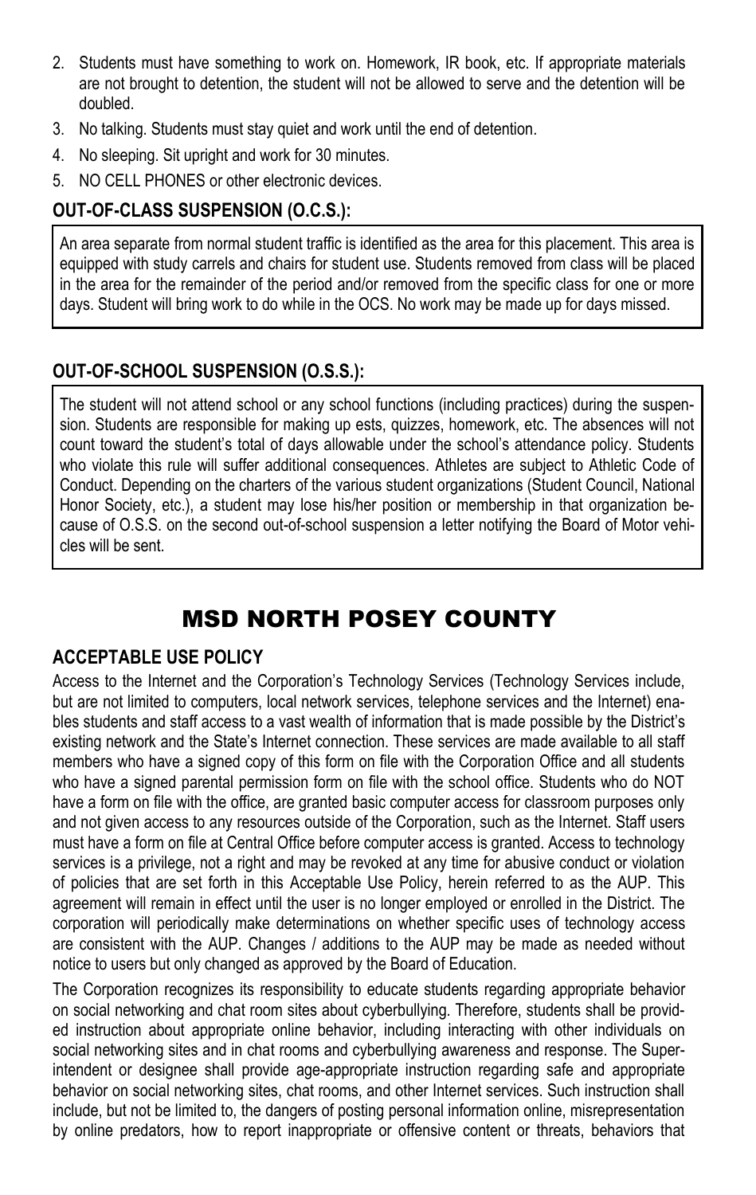2. Students must have something to work on. Homework, IR book, etc. If appropriate materials are not brought to detention, the student will not be allowed to serve and the detention will be doubled.
3. No talking. Students must stay quiet and work until the end of detention.
4. No sleeping. Sit upright and work for 30 minutes.
5. NO CELL PHONES or other electronic devices.

### OUT-OF-CLASS SUSPENSION (O.C.S.):

An area separate from normal student traffic is identified as the area for this placement. This area is equipped with study carrels and chairs for student use. Students removed from class will be placed in the area for the remainder of the period and/or removed from the specific class for one or more days. Student will bring work to do while in the OCS. No work may be made up for days missed.

### OUT-OF-SCHOOL SUSPENSION (O.S.S.):

The student will not attend school or any school functions (including practices) during the suspension. Students are responsible for making up ests, quizzes, homework, etc. The absences will not count toward the student's total of days allowable under the school's attendance policy. Students who violate this rule will suffer additional consequences. Athletes are subject to Athletic Code of Conduct. Depending on the charters of the various student organizations (Student Council, National Honor Society, etc.), a student may lose his/her position or membership in that organization because of O.S.S. on the second out-of-school suspension a letter notifying the Board of Motor vehicles will be sent.

# MSD NORTH POSEY COUNTY

### ACCEPTABLE USE POLICY

Access to the Internet and the Corporation's Technology Services (Technology Services include, but are not limited to computers, local network services, telephone services and the Internet) enables students and staff access to a vast wealth of information that is made possible by the District's existing network and the State's Internet connection. These services are made available to all staff members who have a signed copy of this form on file with the Corporation Office and all students who have a signed parental permission form on file with the school office. Students who do NOT have a form on file with the office, are granted basic computer access for classroom purposes only and not given access to any resources outside of the Corporation, such as the Internet. Staff users must have a form on file at Central Office before computer access is granted. Access to technology services is a privilege, not a right and may be revoked at any time for abusive conduct or violation of policies that are set forth in this Acceptable Use Policy, herein referred to as the AUP. This agreement will remain in effect until the user is no longer employed or enrolled in the District. The corporation will periodically make determinations on whether specific uses of technology access are consistent with the AUP. Changes / additions to the AUP may be made as needed without notice to users but only changed as approved by the Board of Education.

The Corporation recognizes its responsibility to educate students regarding appropriate behavior on social networking and chat room sites about cyberbullying. Therefore, students shall be provided instruction about appropriate online behavior, including interacting with other individuals on social networking sites and in chat rooms and cyberbullying awareness and response. The Superintendent or designee shall provide age-appropriate instruction regarding safe and appropriate behavior on social networking sites, chat rooms, and other Internet services. Such instruction shall include, but not be limited to, the dangers of posting personal information online, misrepresentation by online predators, how to report inappropriate or offensive content or threats, behaviors that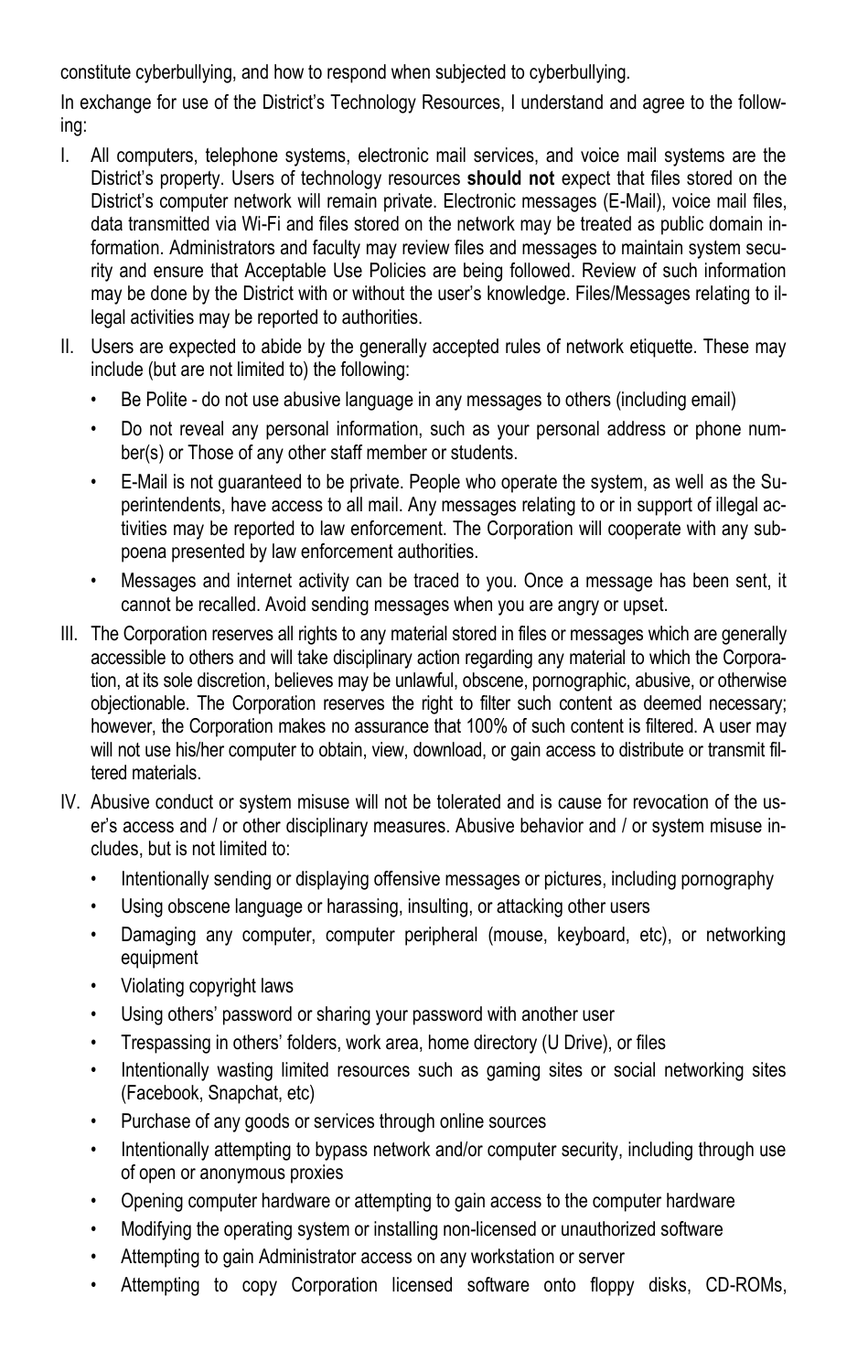constitute cyberbullying, and how to respond when subjected to cyberbullying.

In exchange for use of the District's Technology Resources, I understand and agree to the following:

I. All computers, telephone systems, electronic mail services, and voice mail systems are the District's property. Users of technology resources **should not** expect that files stored on the District's computer network will remain private. Electronic messages (E-Mail), voice mail files, data transmitted via Wi-Fi and files stored on the network may be treated as public domain information. Administrators and faculty may review files and messages to maintain system security and ensure that Acceptable Use Policies are being followed. Review of such information may be done by the District with or without the user's knowledge. Files/Messages relating to illegal activities may be reported to authorities.

II. Users are expected to abide by the generally accepted rules of network etiquette. These may include (but are not limited to) the following:
   - Be Polite - do not use abusive language in any messages to others (including email)
   - Do not reveal any personal information, such as your personal address or phone number(s) or Those of any other staff member or students.
   - E-Mail is not guaranteed to be private. People who operate the system, as well as the Superintendents, have access to all mail. Any messages relating to or in support of illegal activities may be reported to law enforcement. The Corporation will cooperate with any subpoena presented by law enforcement authorities.
   - Messages and internet activity can be traced to you. Once a message has been sent, it cannot be recalled. Avoid sending messages when you are angry or upset.

III. The Corporation reserves all rights to any material stored in files or messages which are generally accessible to others and will take disciplinary action regarding any material to which the Corporation, at its sole discretion, believes may be unlawful, obscene, pornographic, abusive, or otherwise objectionable. The Corporation reserves the right to filter such content as deemed necessary; however, the Corporation makes no assurance that 100% of such content is filtered. A user may will not use his/her computer to obtain, view, download, or gain access to distribute or transmit filtered materials.

IV. Abusive conduct or system misuse will not be tolerated and is cause for revocation of the user's access and / or other disciplinary measures. Abusive behavior and / or system misuse includes, but is not limited to:
   - Intentionally sending or displaying offensive messages or pictures, including pornography
   - Using obscene language or harassing, insulting, or attacking other users
   - Damaging any computer, computer peripheral (mouse, keyboard, etc), or networking equipment
   - Violating copyright laws
   - Using others' password or sharing your password with another user
   - Trespassing in others' folders, work area, home directory (U Drive), or files
   - Intentionally wasting limited resources such as gaming sites or social networking sites (Facebook, Snapchat, etc)
   - Purchase of any goods or services through online sources
   - Intentionally attempting to bypass network and/or computer security, including through use of open or anonymous proxies
   - Opening computer hardware or attempting to gain access to the computer hardware
   - Modifying the operating system or installing non-licensed or unauthorized software
   - Attempting to gain Administrator access on any workstation or server
   - Attempting to copy Corporation licensed software onto floppy disks, CD-ROMs,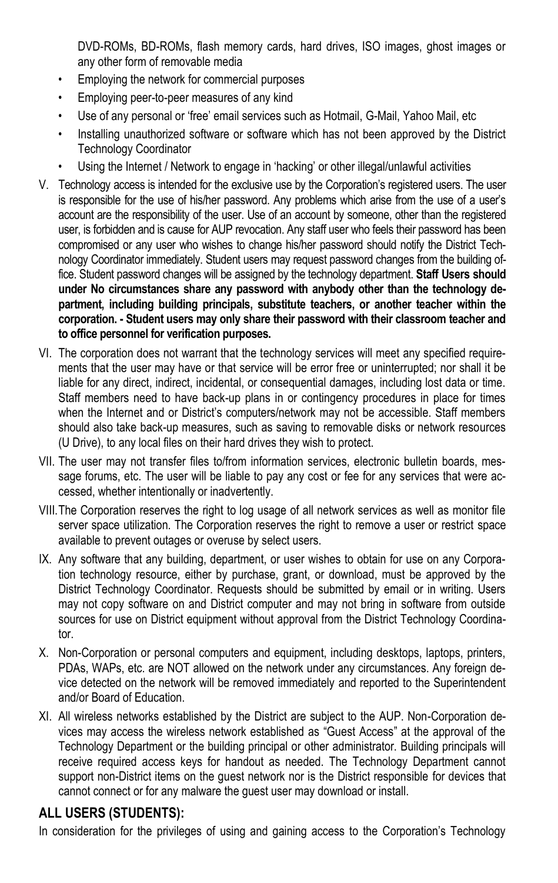DVD-ROMs, BD-ROMs, flash memory cards, hard drives, ISO images, ghost images or any other form of removable media

- Employing the network for commercial purposes
- Employing peer-to-peer measures of any kind
- Use of any personal or 'free' email services such as Hotmail, G-Mail, Yahoo Mail, etc
- Installing unauthorized software or software which has not been approved by the District Technology Coordinator
- Using the Internet / Network to engage in 'hacking' or other illegal/unlawful activities

V. Technology access is intended for the exclusive use by the Corporation's registered users. The user is responsible for the use of his/her password. Any problems which arise from the use of a user's account are the responsibility of the user. Use of an account by someone, other than the registered user, is forbidden and is cause for AUP revocation. Any staff user who feels their password has been compromised or any user who wishes to change his/her password should notify the District Technology Coordinator immediately. Student users may request password changes from the building office. Student password changes will be assigned by the technology department. **Staff Users should under No circumstances share any password with anybody other than the technology department, including building principals, substitute teachers, or another teacher within the corporation. - Student users may only share their password with their classroom teacher and to office personnel for verification purposes.**

VI. The corporation does not warrant that the technology services will meet any specified requirements that the user may have or that service will be error free or uninterrupted; nor shall it be liable for any direct, indirect, incidental, or consequential damages, including lost data or time. Staff members need to have back-up plans in or contingency procedures in place for times when the Internet and or District's computers/network may not be accessible. Staff members should also take back-up measures, such as saving to removable disks or network resources (U Drive), to any local files on their hard drives they wish to protect.

VII. The user may not transfer files to/from information services, electronic bulletin boards, message forums, etc. The user will be liable to pay any cost or fee for any services that were accessed, whether intentionally or inadvertently.

VIII. The Corporation reserves the right to log usage of all network services as well as monitor file server space utilization. The Corporation reserves the right to remove a user or restrict space available to prevent outages or overuse by select users.

IX. Any software that any building, department, or user wishes to obtain for use on any Corporation technology resource, either by purchase, grant, or download, must be approved by the District Technology Coordinator. Requests should be submitted by email or in writing. Users may not copy software on and District computer and may not bring in software from outside sources for use on District equipment without approval from the District Technology Coordinator.

X. Non-Corporation or personal computers and equipment, including desktops, laptops, printers, PDAs, WAPs, etc. are NOT allowed on the network under any circumstances. Any foreign device detected on the network will be removed immediately and reported to the Superintendent and/or Board of Education.

XI. All wireless networks established by the District are subject to the AUP. Non-Corporation devices may access the wireless network established as "Guest Access" at the approval of the Technology Department or the building principal or other administrator. Building principals will receive required access keys for handout as needed. The Technology Department cannot support non-District items on the guest network nor is the District responsible for devices that cannot connect or for any malware the guest user may download or install.

## ALL USERS (STUDENTS):

In consideration for the privileges of using and gaining access to the Corporation's Technology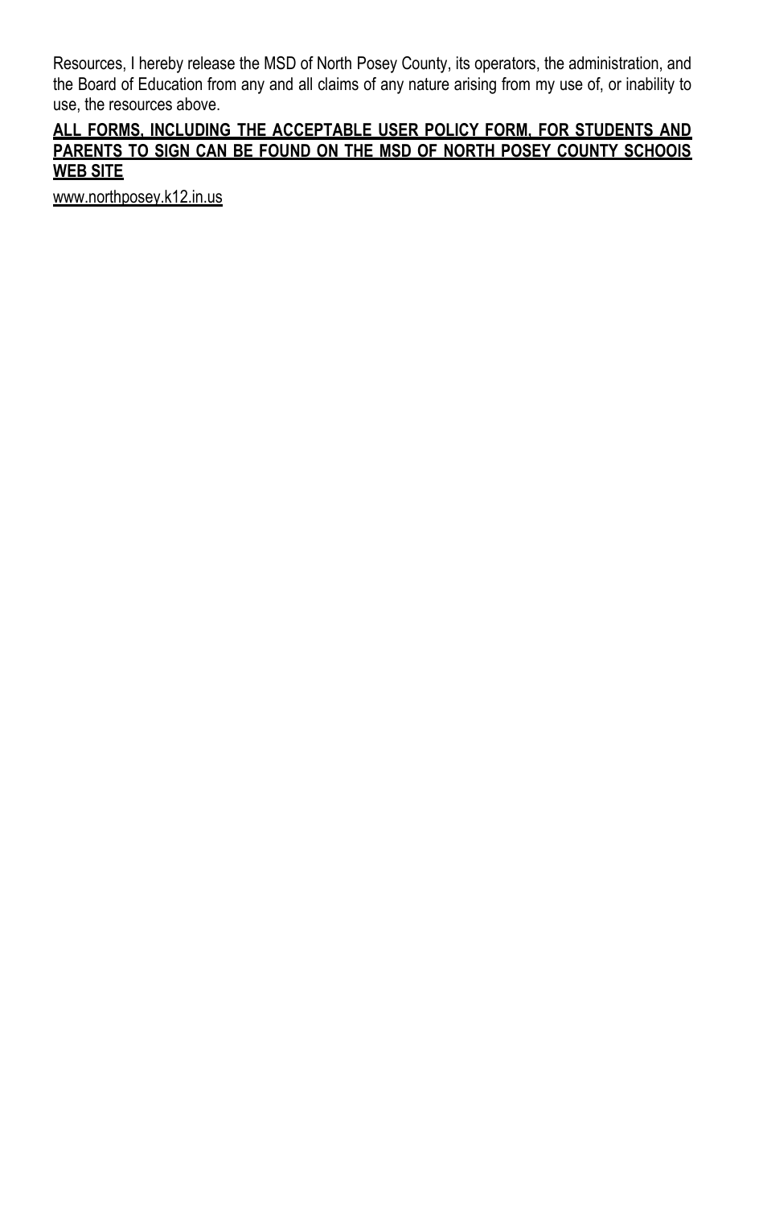Resources, I hereby release the MSD of North Posey County, its operators, the administration, and the Board of Education from any and all claims of any nature arising from my use of, or inability to use, the resources above.

**ALL FORMS, INCLUDING THE ACCEPTABLE USER POLICY FORM, FOR STUDENTS AND PARENTS TO SIGN CAN BE FOUND ON THE MSD OF NORTH POSEY COUNTY SCHOOlS WEB SITE**

www.northposey.k12.in.us